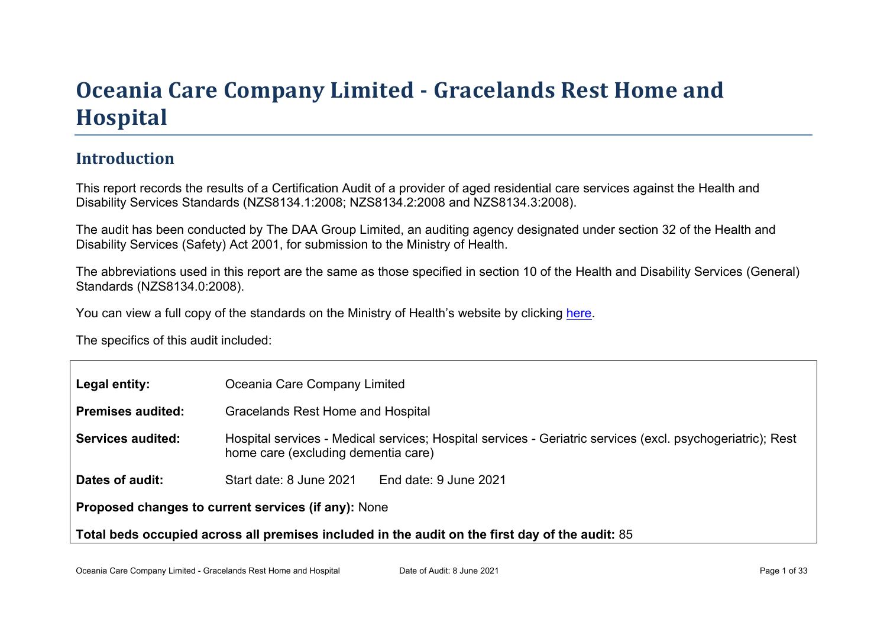# Oceania Care Company Limited - Gracelands Rest Home and Hospital

## Introduction

This report records the results of a Certification Audit of a provider of aged residential care services against the Health and Disability Services Standards (NZS8134.1:2008; NZS8134.2:2008 and NZS8134.3:2008).

The audit has been conducted by The DAA Group Limited, an auditing agency designated under section 32 of the Health and Disability Services (Safety) Act 2001, for submission to the Ministry of Health.

The abbreviations used in this report are the same as those specified in section 10 of the Health and Disability Services (General) Standards (NZS8134.0:2008).

You can view a full copy of the standards on the Ministry of Health's website by clicking here.

The specifics of this audit included:

| | |
|---|---|
| **Legal entity:** | Oceania Care Company Limited |
| **Premises audited:** | Gracelands Rest Home and Hospital |
| **Services audited:** | Hospital services - Medical services; Hospital services - Geriatric services (excl. psychogeriatric); Rest home care (excluding dementia care) |
| **Dates of audit:** | Start date: 8 June 2021 End date: 9 June 2021 |

**Proposed changes to current services (if any):** None

**Total beds occupied across all premises included in the audit on the first day of the audit:** 85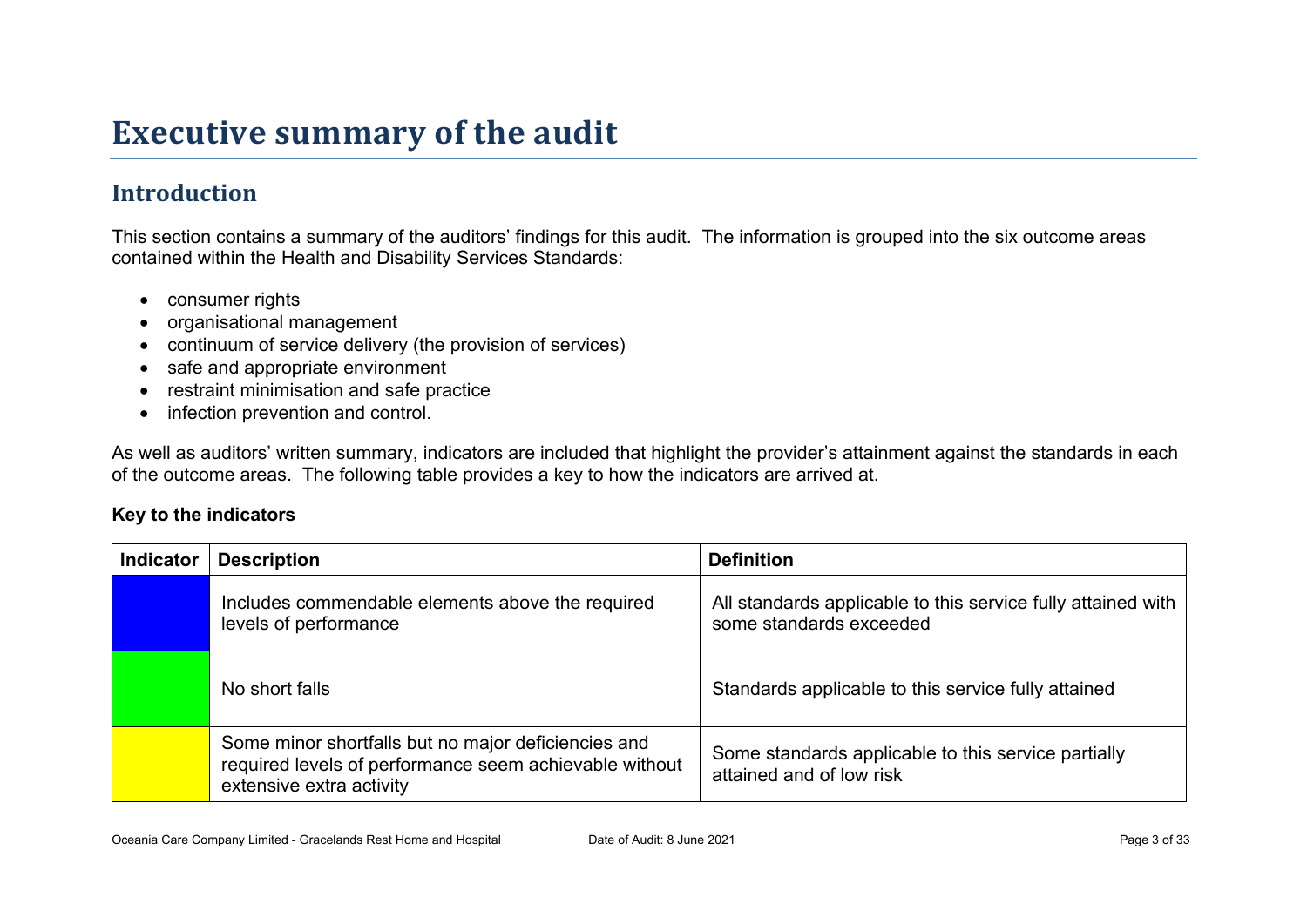# Executive summary of the audit

## Introduction

This section contains a summary of the auditors' findings for this audit. The information is grouped into the six outcome areas contained within the Health and Disability Services Standards:

- consumer rights
- organisational management
- continuum of service delivery (the provision of services)
- safe and appropriate environment
- restraint minimisation and safe practice
- infection prevention and control.

As well as auditors' written summary, indicators are included that highlight the provider's attainment against the standards in each of the outcome areas. The following table provides a key to how the indicators are arrived at.

**Key to the indicators**

| Indicator | Description | Definition |
|---|---|---|
| | Includes commendable elements above the required levels of performance | All standards applicable to this service fully attained with some standards exceeded |
| | No short falls | Standards applicable to this service fully attained |
| | Some minor shortfalls but no major deficiencies and required levels of performance seem achievable without extensive extra activity | Some standards applicable to this service partially attained and of low risk |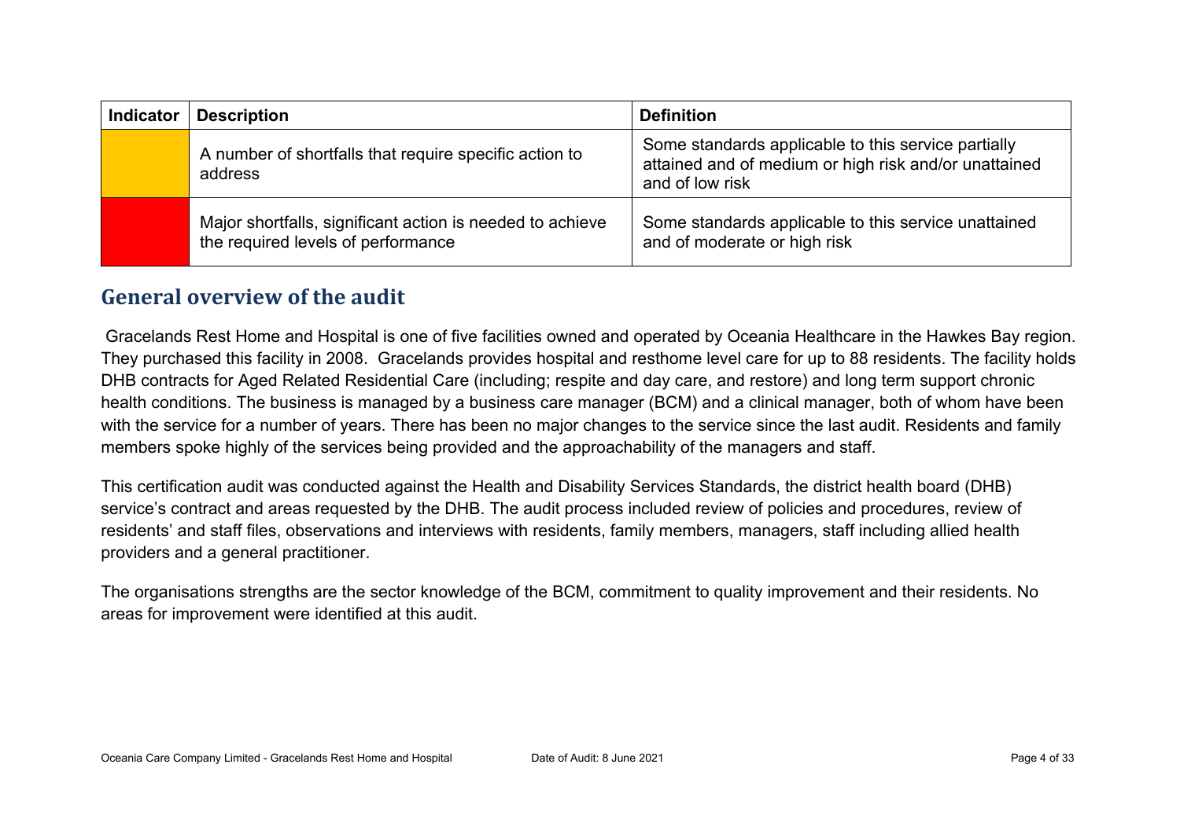| Indicator | Description | Definition |
|---|---|---|
| | A number of shortfalls that require specific action to address | Some standards applicable to this service partially attained and of medium or high risk and/or unattained and of low risk |
| | Major shortfalls, significant action is needed to achieve the required levels of performance | Some standards applicable to this service unattained and of moderate or high risk |

## General overview of the audit

Gracelands Rest Home and Hospital is one of five facilities owned and operated by Oceania Healthcare in the Hawkes Bay region. They purchased this facility in 2008. Gracelands provides hospital and resthome level care for up to 88 residents. The facility holds DHB contracts for Aged Related Residential Care (including; respite and day care, and restore) and long term support chronic health conditions. The business is managed by a business care manager (BCM) and a clinical manager, both of whom have been with the service for a number of years. There has been no major changes to the service since the last audit. Residents and family members spoke highly of the services being provided and the approachability of the managers and staff.

This certification audit was conducted against the Health and Disability Services Standards, the district health board (DHB) service's contract and areas requested by the DHB. The audit process included review of policies and procedures, review of residents' and staff files, observations and interviews with residents, family members, managers, staff including allied health providers and a general practitioner.

The organisations strengths are the sector knowledge of the BCM, commitment to quality improvement and their residents. No areas for improvement were identified at this audit.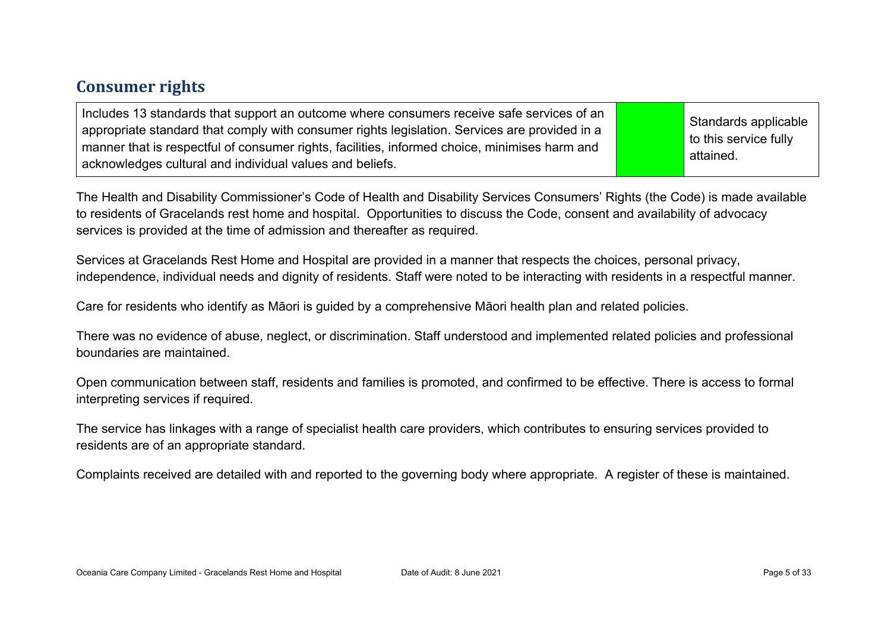## Consumer rights

| Includes 13 standards that support an outcome where consumers receive safe services of an appropriate standard that comply with consumer rights legislation. Services are provided in a manner that is respectful of consumer rights, facilities, informed choice, minimises harm and acknowledges cultural and individual values and beliefs. | | Standards applicable to this service fully attained. |
|---|---|---|

The Health and Disability Commissioner's Code of Health and Disability Services Consumers' Rights (the Code) is made available to residents of Gracelands rest home and hospital. Opportunities to discuss the Code, consent and availability of advocacy services is provided at the time of admission and thereafter as required.

Services at Gracelands Rest Home and Hospital are provided in a manner that respects the choices, personal privacy, independence, individual needs and dignity of residents. Staff were noted to be interacting with residents in a respectful manner.

Care for residents who identify as Māori is guided by a comprehensive Māori health plan and related policies.

There was no evidence of abuse, neglect, or discrimination. Staff understood and implemented related policies and professional boundaries are maintained.

Open communication between staff, residents and families is promoted, and confirmed to be effective. There is access to formal interpreting services if required.

The service has linkages with a range of specialist health care providers, which contributes to ensuring services provided to residents are of an appropriate standard.

Complaints received are detailed with and reported to the governing body where appropriate. A register of these is maintained.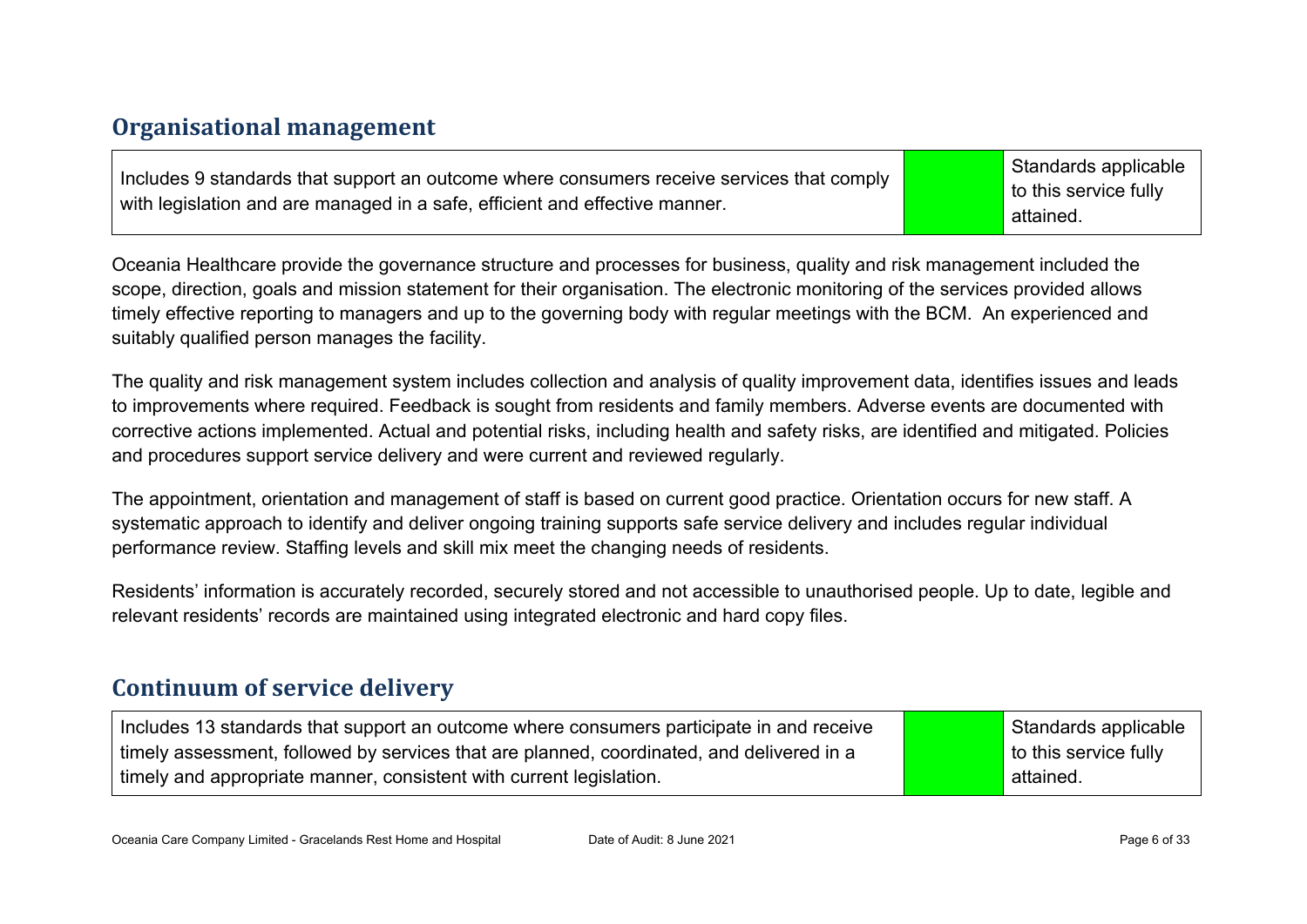## Organisational management

| Includes 9 standards that support an outcome where consumers receive services that comply with legislation and are managed in a safe, efficient and effective manner. | | Standards applicable to this service fully attained. |
|---|---|---|

Oceania Healthcare provide the governance structure and processes for business, quality and risk management included the scope, direction, goals and mission statement for their organisation. The electronic monitoring of the services provided allows timely effective reporting to managers and up to the governing body with regular meetings with the BCM. An experienced and suitably qualified person manages the facility.

The quality and risk management system includes collection and analysis of quality improvement data, identifies issues and leads to improvements where required. Feedback is sought from residents and family members. Adverse events are documented with corrective actions implemented. Actual and potential risks, including health and safety risks, are identified and mitigated. Policies and procedures support service delivery and were current and reviewed regularly.

The appointment, orientation and management of staff is based on current good practice. Orientation occurs for new staff. A systematic approach to identify and deliver ongoing training supports safe service delivery and includes regular individual performance review. Staffing levels and skill mix meet the changing needs of residents.

Residents' information is accurately recorded, securely stored and not accessible to unauthorised people. Up to date, legible and relevant residents' records are maintained using integrated electronic and hard copy files.

## Continuum of service delivery

| Includes 13 standards that support an outcome where consumers participate in and receive timely assessment, followed by services that are planned, coordinated, and delivered in a timely and appropriate manner, consistent with current legislation. | | Standards applicable to this service fully attained. |
|---|---|---|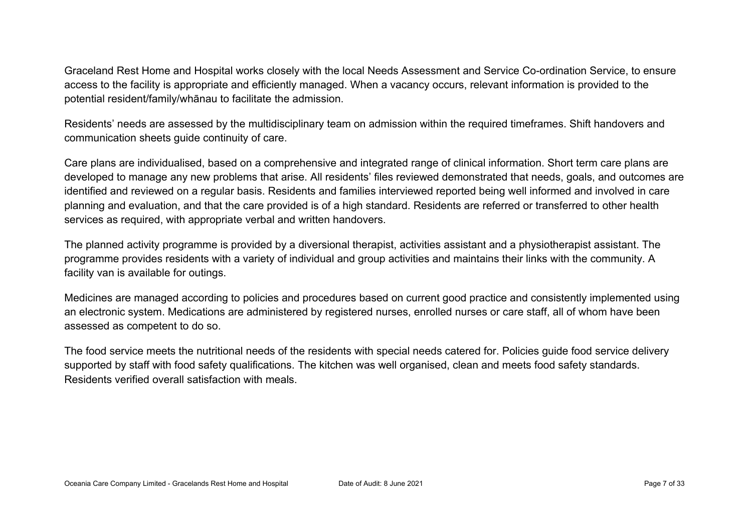Graceland Rest Home and Hospital works closely with the local Needs Assessment and Service Co-ordination Service, to ensure access to the facility is appropriate and efficiently managed. When a vacancy occurs, relevant information is provided to the potential resident/family/whānau to facilitate the admission.

Residents' needs are assessed by the multidisciplinary team on admission within the required timeframes. Shift handovers and communication sheets guide continuity of care.

Care plans are individualised, based on a comprehensive and integrated range of clinical information. Short term care plans are developed to manage any new problems that arise. All residents' files reviewed demonstrated that needs, goals, and outcomes are identified and reviewed on a regular basis. Residents and families interviewed reported being well informed and involved in care planning and evaluation, and that the care provided is of a high standard. Residents are referred or transferred to other health services as required, with appropriate verbal and written handovers.

The planned activity programme is provided by a diversional therapist, activities assistant and a physiotherapist assistant. The programme provides residents with a variety of individual and group activities and maintains their links with the community. A facility van is available for outings.

Medicines are managed according to policies and procedures based on current good practice and consistently implemented using an electronic system. Medications are administered by registered nurses, enrolled nurses or care staff, all of whom have been assessed as competent to do so.

The food service meets the nutritional needs of the residents with special needs catered for. Policies guide food service delivery supported by staff with food safety qualifications. The kitchen was well organised, clean and meets food safety standards. Residents verified overall satisfaction with meals.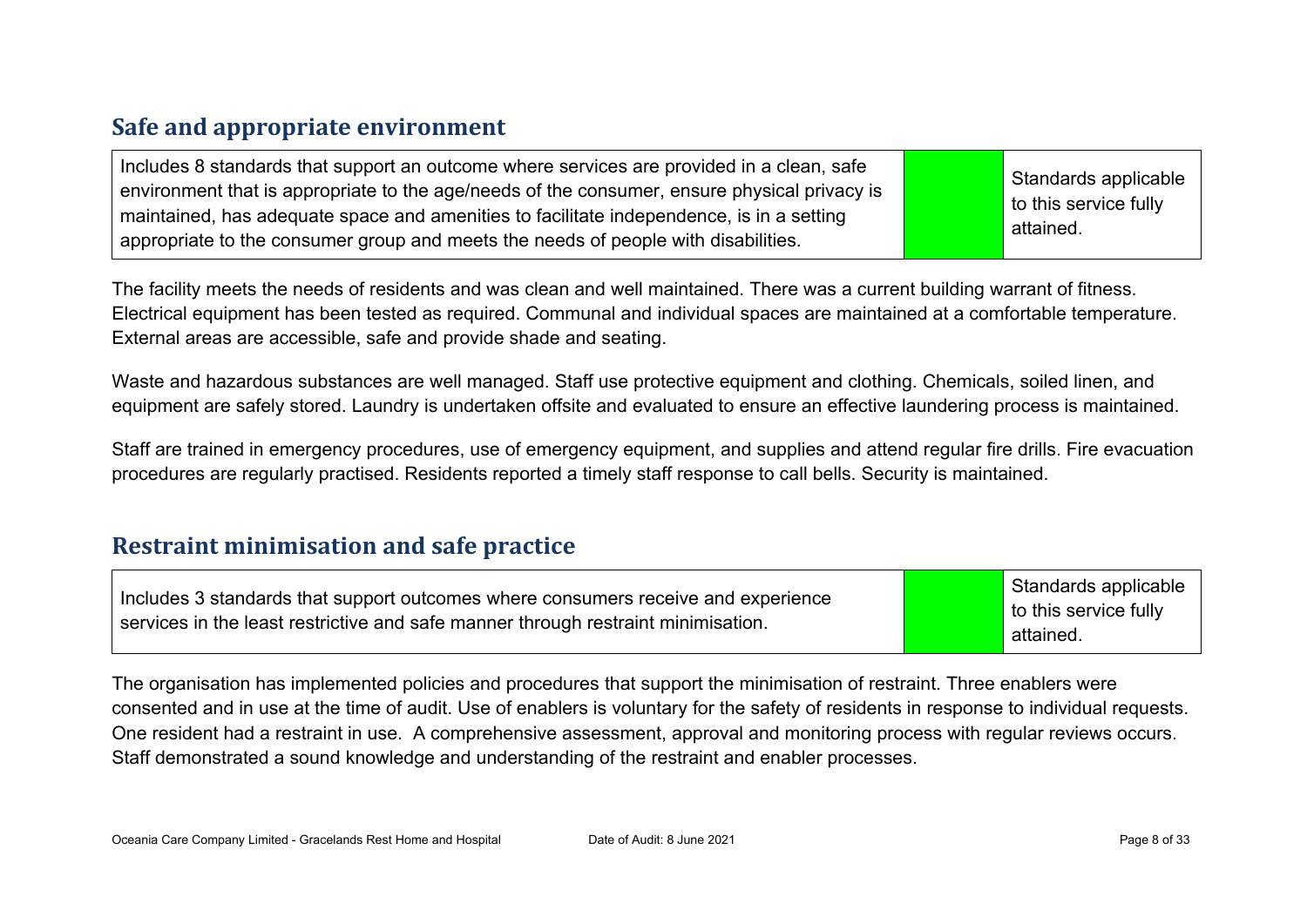## Safe and appropriate environment

| Includes 8 standards that support an outcome where services are provided in a clean, safe environment that is appropriate to the age/needs of the consumer, ensure physical privacy is maintained, has adequate space and amenities to facilitate independence, is in a setting appropriate to the consumer group and meets the needs of people with disabilities. | | Standards applicable to this service fully attained. |
|---|---|---|

The facility meets the needs of residents and was clean and well maintained. There was a current building warrant of fitness. Electrical equipment has been tested as required. Communal and individual spaces are maintained at a comfortable temperature. External areas are accessible, safe and provide shade and seating.

Waste and hazardous substances are well managed. Staff use protective equipment and clothing. Chemicals, soiled linen, and equipment are safely stored. Laundry is undertaken offsite and evaluated to ensure an effective laundering process is maintained.

Staff are trained in emergency procedures, use of emergency equipment, and supplies and attend regular fire drills. Fire evacuation procedures are regularly practised. Residents reported a timely staff response to call bells. Security is maintained.

## Restraint minimisation and safe practice

| Includes 3 standards that support outcomes where consumers receive and experience services in the least restrictive and safe manner through restraint minimisation. | | Standards applicable to this service fully attained. |
|---|---|---|

The organisation has implemented policies and procedures that support the minimisation of restraint. Three enablers were consented and in use at the time of audit. Use of enablers is voluntary for the safety of residents in response to individual requests. One resident had a restraint in use. A comprehensive assessment, approval and monitoring process with regular reviews occurs. Staff demonstrated a sound knowledge and understanding of the restraint and enabler processes.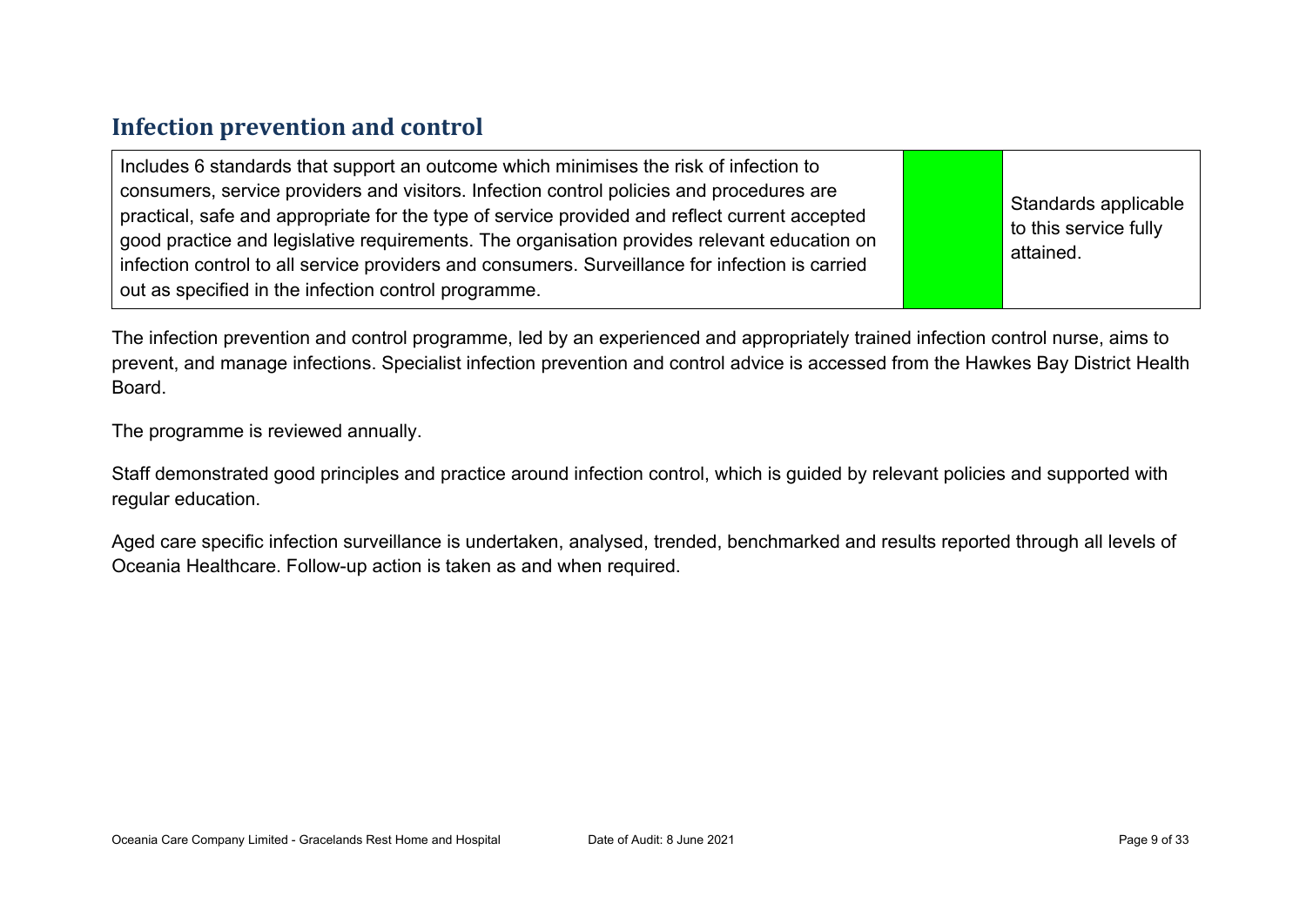## Infection prevention and control

| Includes 6 standards that support an outcome which minimises the risk of infection to consumers, service providers and visitors. Infection control policies and procedures are practical, safe and appropriate for the type of service provided and reflect current accepted good practice and legislative requirements. The organisation provides relevant education on infection control to all service providers and consumers. Surveillance for infection is carried out as specified in the infection control programme. | | Standards applicable to this service fully attained. |
|---|---|---|

The infection prevention and control programme, led by an experienced and appropriately trained infection control nurse, aims to prevent, and manage infections. Specialist infection prevention and control advice is accessed from the Hawkes Bay District Health Board.

The programme is reviewed annually.

Staff demonstrated good principles and practice around infection control, which is guided by relevant policies and supported with regular education.

Aged care specific infection surveillance is undertaken, analysed, trended, benchmarked and results reported through all levels of Oceania Healthcare. Follow-up action is taken as and when required.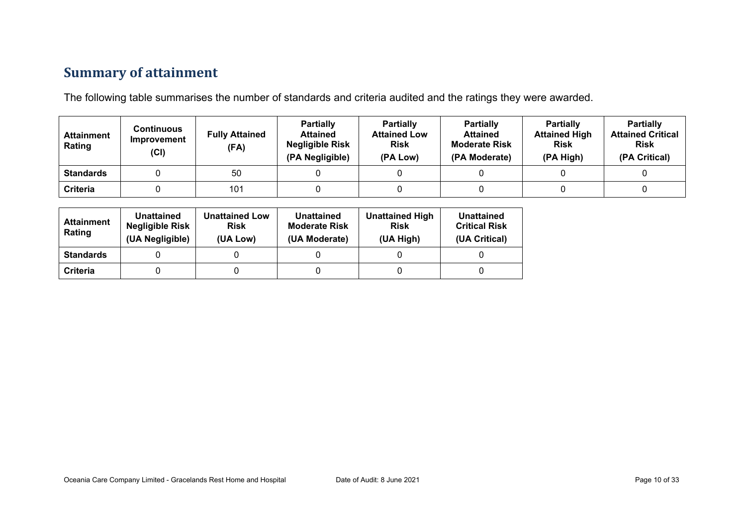## Summary of attainment

The following table summarises the number of standards and criteria audited and the ratings they were awarded.

| Attainment Rating | Continuous Improvement (CI) | Fully Attained (FA) | Partially Attained Negligible Risk (PA Negligible) | Partially Attained Low Risk (PA Low) | Partially Attained Moderate Risk (PA Moderate) | Partially Attained High Risk (PA High) | Partially Attained Critical Risk (PA Critical) |
|---|---|---|---|---|---|---|---|
| **Standards** | 0 | 50 | 0 | 0 | 0 | 0 | 0 |
| **Criteria** | 0 | 101 | 0 | 0 | 0 | 0 | 0 |

| Attainment Rating | Unattained Negligible Risk (UA Negligible) | Unattained Low Risk (UA Low) | Unattained Moderate Risk (UA Moderate) | Unattained High Risk (UA High) | Unattained Critical Risk (UA Critical) |
|---|---|---|---|---|---|
| **Standards** | 0 | 0 | 0 | 0 | 0 |
| **Criteria** | 0 | 0 | 0 | 0 | 0 |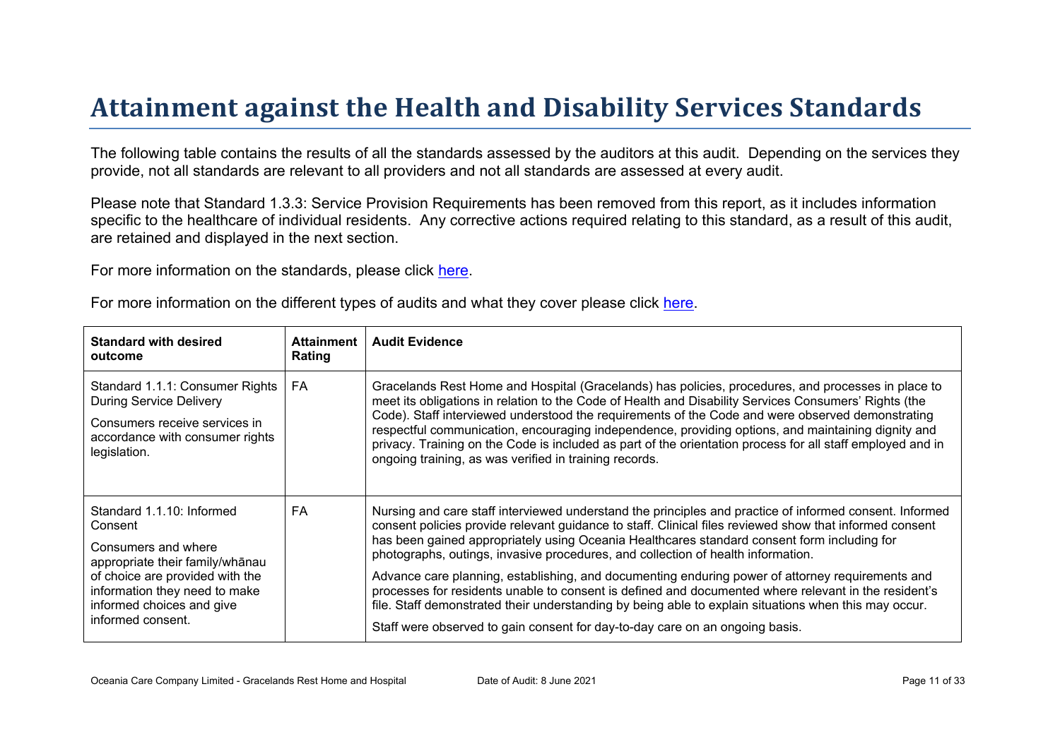# Attainment against the Health and Disability Services Standards

The following table contains the results of all the standards assessed by the auditors at this audit. Depending on the services they provide, not all standards are relevant to all providers and not all standards are assessed at every audit.

Please note that Standard 1.3.3: Service Provision Requirements has been removed from this report, as it includes information specific to the healthcare of individual residents. Any corrective actions required relating to this standard, as a result of this audit, are retained and displayed in the next section.

For more information on the standards, please click here.

For more information on the different types of audits and what they cover please click here.

| Standard with desired outcome | Attainment Rating | Audit Evidence |
|---|---|---|
| Standard 1.1.1: Consumer Rights During Service Delivery<br><br>Consumers receive services in accordance with consumer rights legislation. | FA | Gracelands Rest Home and Hospital (Gracelands) has policies, procedures, and processes in place to meet its obligations in relation to the Code of Health and Disability Services Consumers' Rights (the Code). Staff interviewed understood the requirements of the Code and were observed demonstrating respectful communication, encouraging independence, providing options, and maintaining dignity and privacy. Training on the Code is included as part of the orientation process for all staff employed and in ongoing training, as was verified in training records. |
| Standard 1.1.10: Informed Consent<br><br>Consumers and where appropriate their family/whānau of choice are provided with the information they need to make informed choices and give informed consent. | FA | Nursing and care staff interviewed understand the principles and practice of informed consent. Informed consent policies provide relevant guidance to staff. Clinical files reviewed show that informed consent has been gained appropriately using Oceania Healthcares standard consent form including for photographs, outings, invasive procedures, and collection of health information.<br><br>Advance care planning, establishing, and documenting enduring power of attorney requirements and processes for residents unable to consent is defined and documented where relevant in the resident's file. Staff demonstrated their understanding by being able to explain situations when this may occur.<br><br>Staff were observed to gain consent for day-to-day care on an ongoing basis. |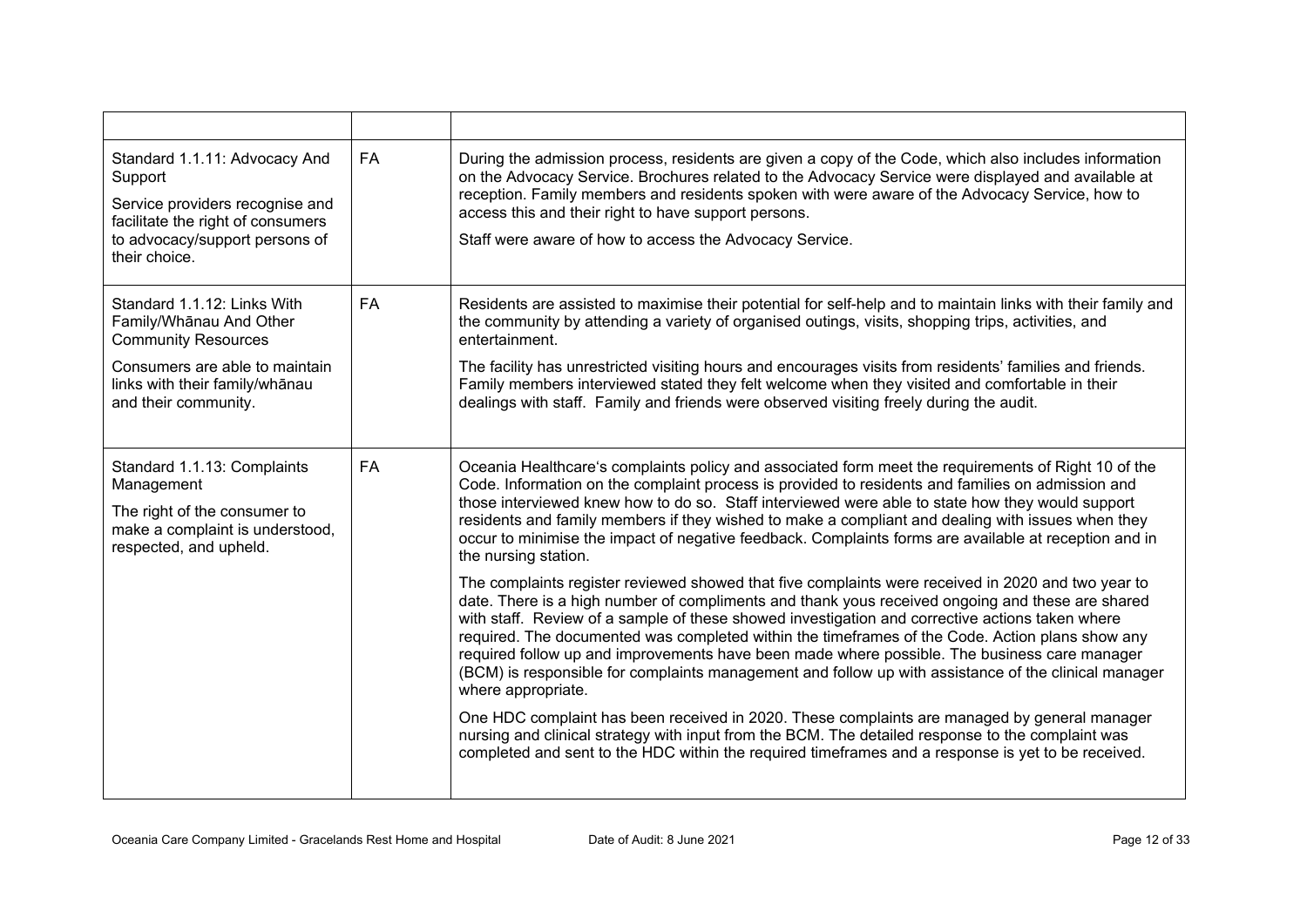| | | |
|---|---|---|
| Standard 1.1.11: Advocacy And Support<br><br>Service providers recognise and facilitate the right of consumers to advocacy/support persons of their choice. | FA | During the admission process, residents are given a copy of the Code, which also includes information on the Advocacy Service. Brochures related to the Advocacy Service were displayed and available at reception. Family members and residents spoken with were aware of the Advocacy Service, how to access this and their right to have support persons.<br><br>Staff were aware of how to access the Advocacy Service. |
| Standard 1.1.12: Links With Family/Whānau And Other Community Resources<br><br>Consumers are able to maintain links with their family/whānau and their community. | FA | Residents are assisted to maximise their potential for self-help and to maintain links with their family and the community by attending a variety of organised outings, visits, shopping trips, activities, and entertainment.<br><br>The facility has unrestricted visiting hours and encourages visits from residents' families and friends. Family members interviewed stated they felt welcome when they visited and comfortable in their dealings with staff. Family and friends were observed visiting freely during the audit. |
| Standard 1.1.13: Complaints Management<br><br>The right of the consumer to make a complaint is understood, respected, and upheld. | FA | Oceania Healthcare's complaints policy and associated form meet the requirements of Right 10 of the Code. Information on the complaint process is provided to residents and families on admission and those interviewed knew how to do so. Staff interviewed were able to state how they would support residents and family members if they wished to make a compliant and dealing with issues when they occur to minimise the impact of negative feedback. Complaints forms are available at reception and in the nursing station.<br><br>The complaints register reviewed showed that five complaints were received in 2020 and two year to date. There is a high number of compliments and thank yous received ongoing and these are shared with staff. Review of a sample of these showed investigation and corrective actions taken where required. The documented was completed within the timeframes of the Code. Action plans show any required follow up and improvements have been made where possible. The business care manager (BCM) is responsible for complaints management and follow up with assistance of the clinical manager where appropriate.<br><br>One HDC complaint has been received in 2020. These complaints are managed by general manager nursing and clinical strategy with input from the BCM. The detailed response to the complaint was completed and sent to the HDC within the required timeframes and a response is yet to be received. |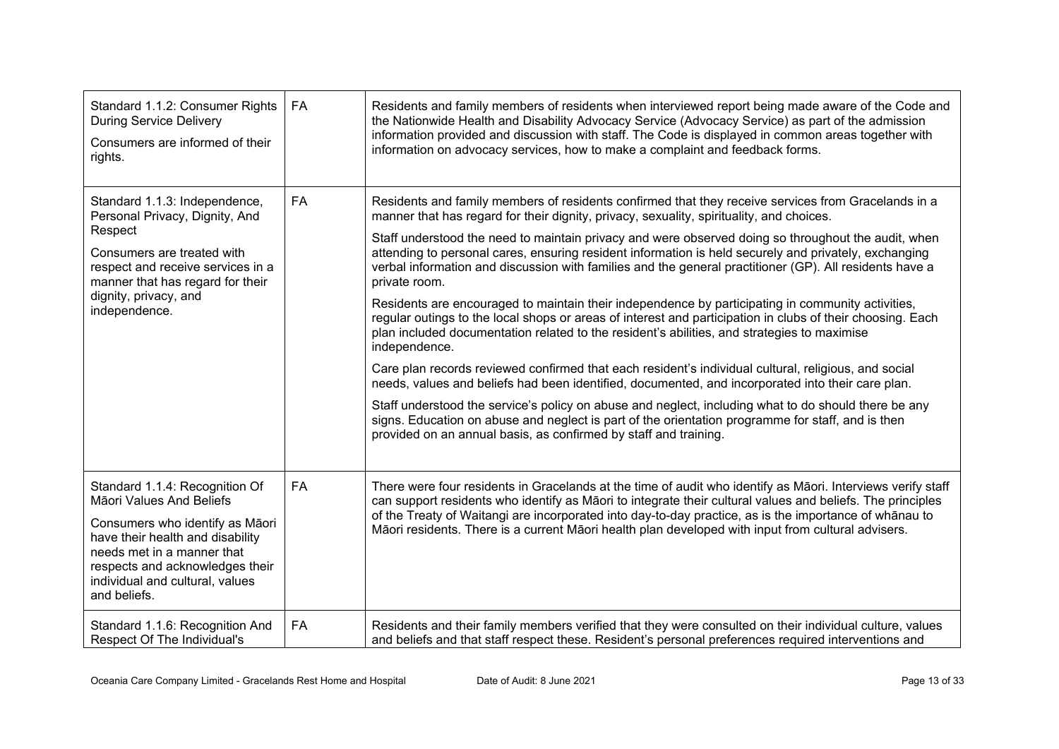| | | |
|---|---|---|
| Standard 1.1.2: Consumer Rights During Service Delivery<br><br>Consumers are informed of their rights. | FA | Residents and family members of residents when interviewed report being made aware of the Code and the Nationwide Health and Disability Advocacy Service (Advocacy Service) as part of the admission information provided and discussion with staff. The Code is displayed in common areas together with information on advocacy services, how to make a complaint and feedback forms. |
| Standard 1.1.3: Independence, Personal Privacy, Dignity, And Respect<br><br>Consumers are treated with respect and receive services in a manner that has regard for their dignity, privacy, and independence. | FA | Residents and family members of residents confirmed that they receive services from Gracelands in a manner that has regard for their dignity, privacy, sexuality, spirituality, and choices.<br><br>Staff understood the need to maintain privacy and were observed doing so throughout the audit, when attending to personal cares, ensuring resident information is held securely and privately, exchanging verbal information and discussion with families and the general practitioner (GP). All residents have a private room.<br><br>Residents are encouraged to maintain their independence by participating in community activities, regular outings to the local shops or areas of interest and participation in clubs of their choosing. Each plan included documentation related to the resident's abilities, and strategies to maximise independence.<br><br>Care plan records reviewed confirmed that each resident's individual cultural, religious, and social needs, values and beliefs had been identified, documented, and incorporated into their care plan.<br><br>Staff understood the service's policy on abuse and neglect, including what to do should there be any signs. Education on abuse and neglect is part of the orientation programme for staff, and is then provided on an annual basis, as confirmed by staff and training. |
| Standard 1.1.4: Recognition Of Māori Values And Beliefs<br><br>Consumers who identify as Māori have their health and disability needs met in a manner that respects and acknowledges their individual and cultural, values and beliefs. | FA | There were four residents in Gracelands at the time of audit who identify as Māori. Interviews verify staff can support residents who identify as Māori to integrate their cultural values and beliefs. The principles of the Treaty of Waitangi are incorporated into day-to-day practice, as is the importance of whānau to Māori residents. There is a current Māori health plan developed with input from cultural advisers. |
| Standard 1.1.6: Recognition And Respect Of The Individual's | FA | Residents and their family members verified that they were consulted on their individual culture, values and beliefs and that staff respect these. Resident's personal preferences required interventions and |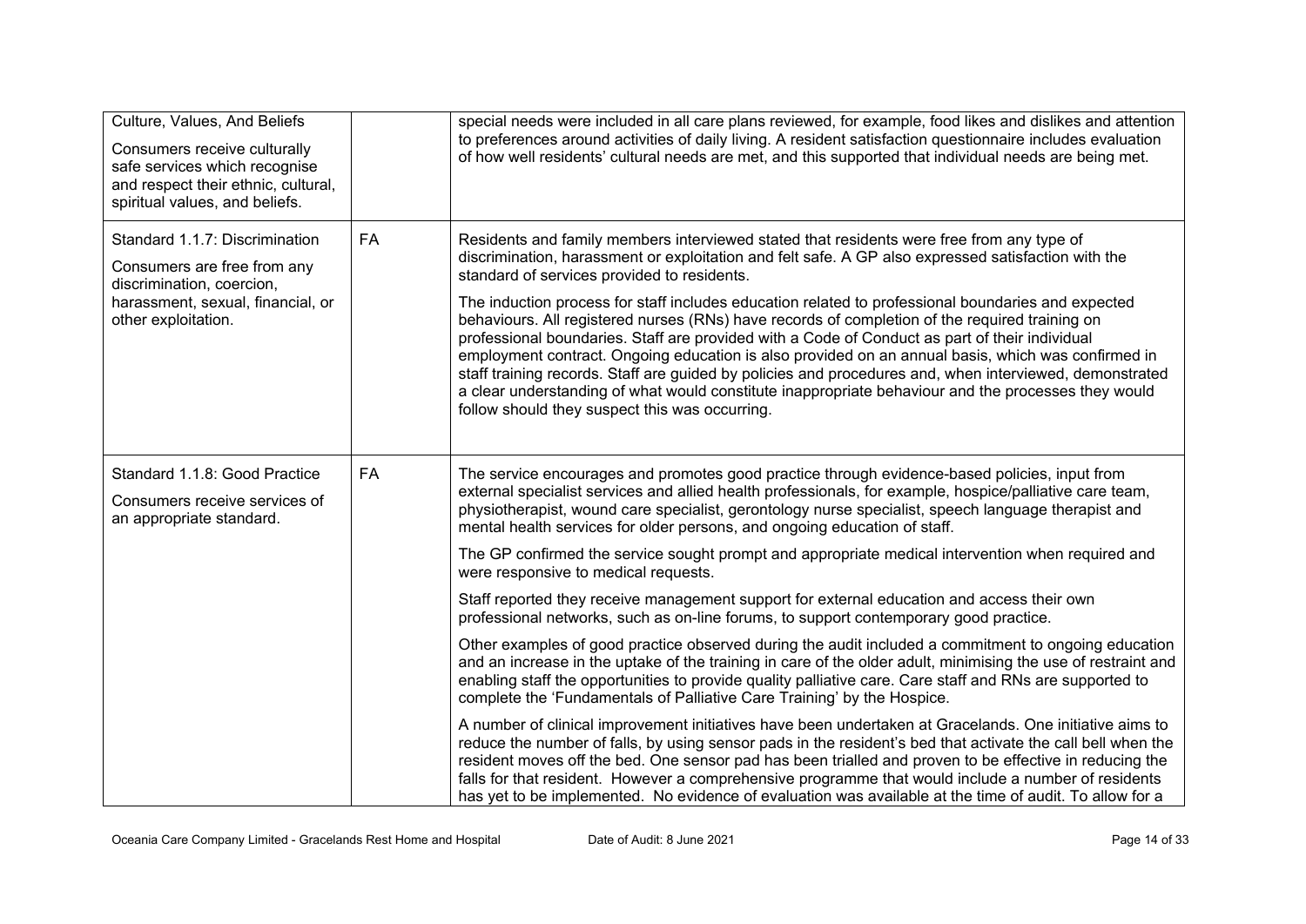| | | |
|---|---|---|
| Culture, Values, And Beliefs<br><br>Consumers receive culturally safe services which recognise and respect their ethnic, cultural, spiritual values, and beliefs. | | special needs were included in all care plans reviewed, for example, food likes and dislikes and attention to preferences around activities of daily living. A resident satisfaction questionnaire includes evaluation of how well residents' cultural needs are met, and this supported that individual needs are being met. |
| Standard 1.1.7: Discrimination<br><br>Consumers are free from any discrimination, coercion, harassment, sexual, financial, or other exploitation. | FA | Residents and family members interviewed stated that residents were free from any type of discrimination, harassment or exploitation and felt safe. A GP also expressed satisfaction with the standard of services provided to residents.<br><br>The induction process for staff includes education related to professional boundaries and expected behaviours. All registered nurses (RNs) have records of completion of the required training on professional boundaries. Staff are provided with a Code of Conduct as part of their individual employment contract. Ongoing education is also provided on an annual basis, which was confirmed in staff training records. Staff are guided by policies and procedures and, when interviewed, demonstrated a clear understanding of what would constitute inappropriate behaviour and the processes they would follow should they suspect this was occurring. |
| Standard 1.1.8: Good Practice<br><br>Consumers receive services of an appropriate standard. | FA | The service encourages and promotes good practice through evidence-based policies, input from external specialist services and allied health professionals, for example, hospice/palliative care team, physiotherapist, wound care specialist, gerontology nurse specialist, speech language therapist and mental health services for older persons, and ongoing education of staff.<br><br>The GP confirmed the service sought prompt and appropriate medical intervention when required and were responsive to medical requests.<br><br>Staff reported they receive management support for external education and access their own professional networks, such as on-line forums, to support contemporary good practice.<br><br>Other examples of good practice observed during the audit included a commitment to ongoing education and an increase in the uptake of the training in care of the older adult, minimising the use of restraint and enabling staff the opportunities to provide quality palliative care. Care staff and RNs are supported to complete the 'Fundamentals of Palliative Care Training' by the Hospice.<br><br>A number of clinical improvement initiatives have been undertaken at Gracelands. One initiative aims to reduce the number of falls, by using sensor pads in the resident's bed that activate the call bell when the resident moves off the bed. One sensor pad has been trialled and proven to be effective in reducing the falls for that resident. However a comprehensive programme that would include a number of residents has yet to be implemented. No evidence of evaluation was available at the time of audit. To allow for a |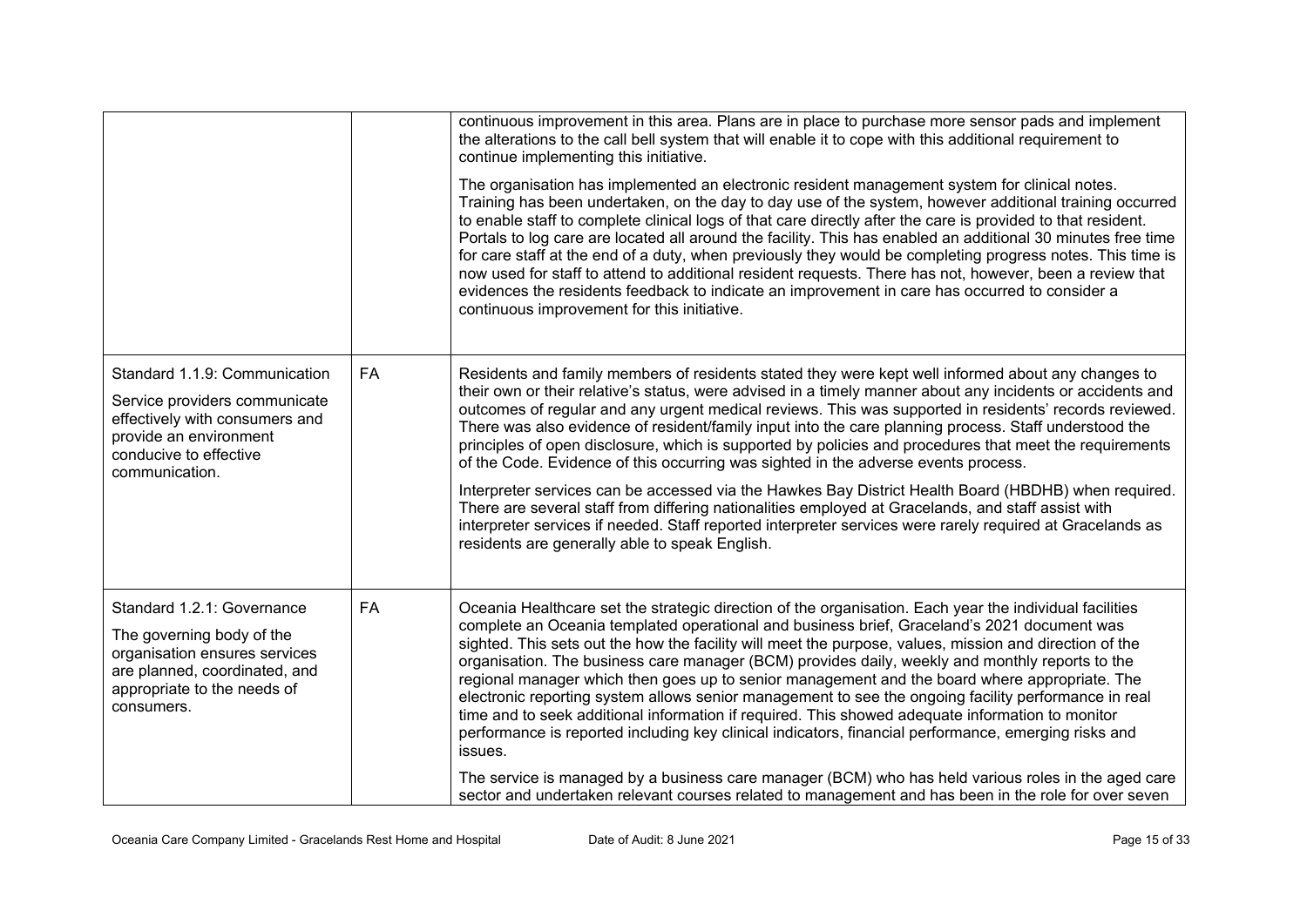| | | |
|---|---|---|
| | | continuous improvement in this area. Plans are in place to purchase more sensor pads and implement the alterations to the call bell system that will enable it to cope with this additional requirement to continue implementing this initiative.<br><br>The organisation has implemented an electronic resident management system for clinical notes. Training has been undertaken, on the day to day use of the system, however additional training occurred to enable staff to complete clinical logs of that care directly after the care is provided to that resident. Portals to log care are located all around the facility. This has enabled an additional 30 minutes free time for care staff at the end of a duty, when previously they would be completing progress notes. This time is now used for staff to attend to additional resident requests. There has not, however, been a review that evidences the residents feedback to indicate an improvement in care has occurred to consider a continuous improvement for this initiative. |
| Standard 1.1.9: Communication<br><br>Service providers communicate effectively with consumers and provide an environment conducive to effective communication. | FA | Residents and family members of residents stated they were kept well informed about any changes to their own or their relative's status, were advised in a timely manner about any incidents or accidents and outcomes of regular and any urgent medical reviews. This was supported in residents' records reviewed. There was also evidence of resident/family input into the care planning process. Staff understood the principles of open disclosure, which is supported by policies and procedures that meet the requirements of the Code. Evidence of this occurring was sighted in the adverse events process.<br><br>Interpreter services can be accessed via the Hawkes Bay District Health Board (HBDHB) when required. There are several staff from differing nationalities employed at Gracelands, and staff assist with interpreter services if needed. Staff reported interpreter services were rarely required at Gracelands as residents are generally able to speak English. |
| Standard 1.2.1: Governance<br><br>The governing body of the organisation ensures services are planned, coordinated, and appropriate to the needs of consumers. | FA | Oceania Healthcare set the strategic direction of the organisation. Each year the individual facilities complete an Oceania templated operational and business brief, Graceland's 2021 document was sighted. This sets out the how the facility will meet the purpose, values, mission and direction of the organisation. The business care manager (BCM) provides daily, weekly and monthly reports to the regional manager which then goes up to senior management and the board where appropriate. The electronic reporting system allows senior management to see the ongoing facility performance in real time and to seek additional information if required. This showed adequate information to monitor performance is reported including key clinical indicators, financial performance, emerging risks and issues.<br><br>The service is managed by a business care manager (BCM) who has held various roles in the aged care sector and undertaken relevant courses related to management and has been in the role for over seven |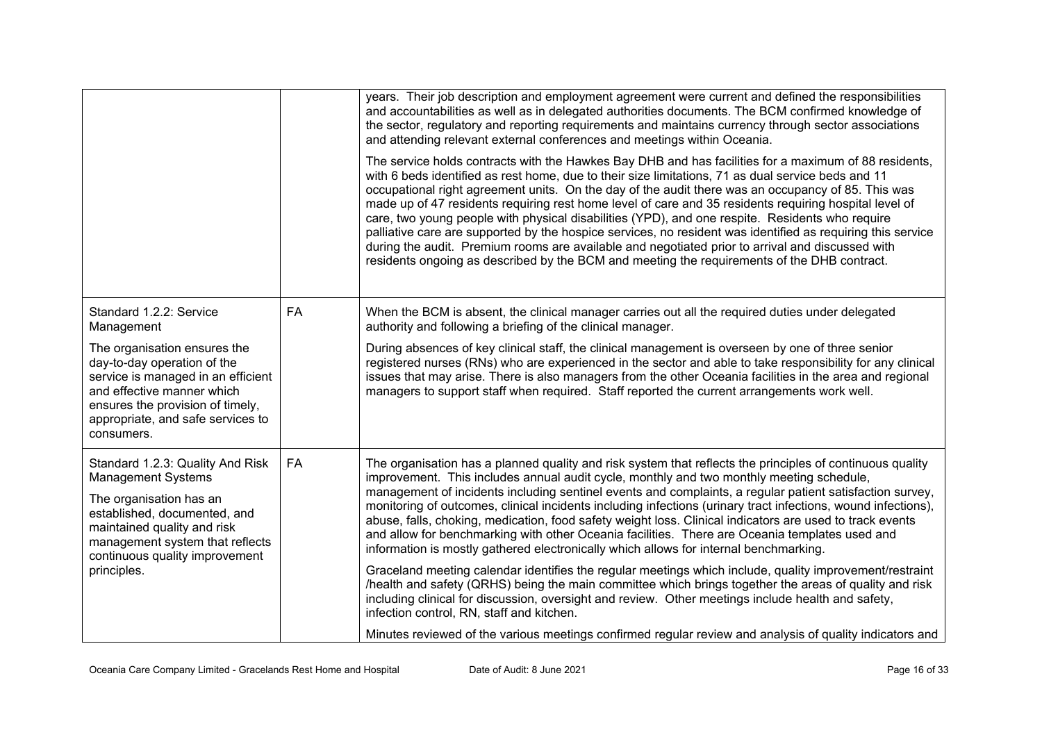| | | |
|---|---|---|
| | | years. Their job description and employment agreement were current and defined the responsibilities and accountabilities as well as in delegated authorities documents. The BCM confirmed knowledge of the sector, regulatory and reporting requirements and maintains currency through sector associations and attending relevant external conferences and meetings within Oceania.<br><br>The service holds contracts with the Hawkes Bay DHB and has facilities for a maximum of 88 residents, with 6 beds identified as rest home, due to their size limitations, 71 as dual service beds and 11 occupational right agreement units. On the day of the audit there was an occupancy of 85. This was made up of 47 residents requiring rest home level of care and 35 residents requiring hospital level of care, two young people with physical disabilities (YPD), and one respite. Residents who require palliative care are supported by the hospice services, no resident was identified as requiring this service during the audit. Premium rooms are available and negotiated prior to arrival and discussed with residents ongoing as described by the BCM and meeting the requirements of the DHB contract. |
| Standard 1.2.2: Service Management<br><br>The organisation ensures the day-to-day operation of the service is managed in an efficient and effective manner which ensures the provision of timely, appropriate, and safe services to consumers. | FA | When the BCM is absent, the clinical manager carries out all the required duties under delegated authority and following a briefing of the clinical manager.<br><br>During absences of key clinical staff, the clinical management is overseen by one of three senior registered nurses (RNs) who are experienced in the sector and able to take responsibility for any clinical issues that may arise. There is also managers from the other Oceania facilities in the area and regional managers to support staff when required. Staff reported the current arrangements work well. |
| Standard 1.2.3: Quality And Risk Management Systems<br><br>The organisation has an established, documented, and maintained quality and risk management system that reflects continuous quality improvement principles. | FA | The organisation has a planned quality and risk system that reflects the principles of continuous quality improvement. This includes annual audit cycle, monthly and two monthly meeting schedule, management of incidents including sentinel events and complaints, a regular patient satisfaction survey, monitoring of outcomes, clinical incidents including infections (urinary tract infections, wound infections), abuse, falls, choking, medication, food safety weight loss. Clinical indicators are used to track events and allow for benchmarking with other Oceania facilities. There are Oceania templates used and information is mostly gathered electronically which allows for internal benchmarking.<br><br>Graceland meeting calendar identifies the regular meetings which include, quality improvement/restraint /health and safety (QRHS) being the main committee which brings together the areas of quality and risk including clinical for discussion, oversight and review. Other meetings include health and safety, infection control, RN, staff and kitchen.<br><br>Minutes reviewed of the various meetings confirmed regular review and analysis of quality indicators and |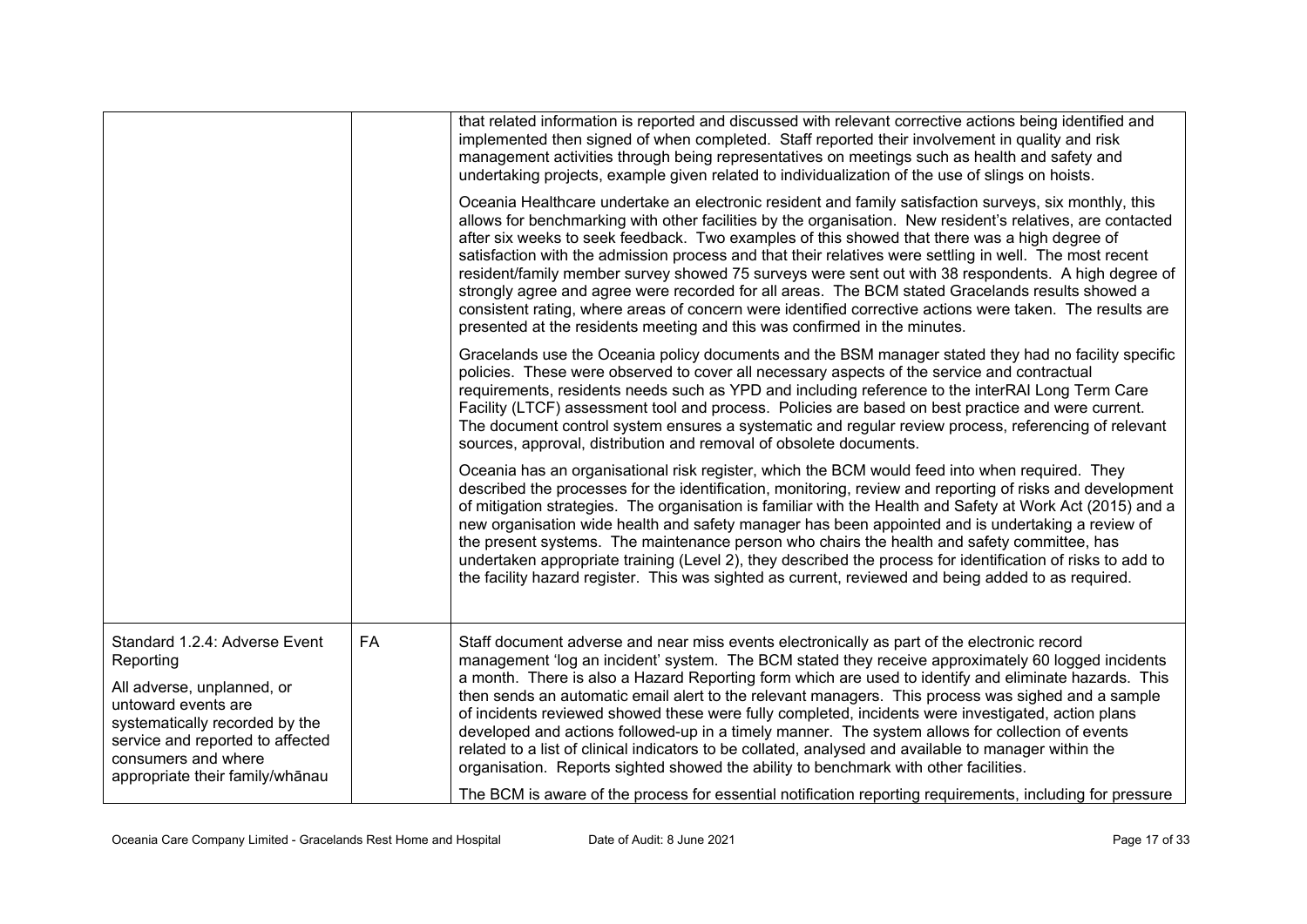| | | |
|---|---|---|
| | | that related information is reported and discussed with relevant corrective actions being identified and implemented then signed of when completed. Staff reported their involvement in quality and risk management activities through being representatives on meetings such as health and safety and undertaking projects, example given related to individualization of the use of slings on hoists.<br><br>Oceania Healthcare undertake an electronic resident and family satisfaction surveys, six monthly, this allows for benchmarking with other facilities by the organisation. New resident's relatives, are contacted after six weeks to seek feedback. Two examples of this showed that there was a high degree of satisfaction with the admission process and that their relatives were settling in well. The most recent resident/family member survey showed 75 surveys were sent out with 38 respondents. A high degree of strongly agree and agree were recorded for all areas. The BCM stated Gracelands results showed a consistent rating, where areas of concern were identified corrective actions were taken. The results are presented at the residents meeting and this was confirmed in the minutes.<br><br>Gracelands use the Oceania policy documents and the BSM manager stated they had no facility specific policies. These were observed to cover all necessary aspects of the service and contractual requirements, residents needs such as YPD and including reference to the interRAI Long Term Care Facility (LTCF) assessment tool and process. Policies are based on best practice and were current. The document control system ensures a systematic and regular review process, referencing of relevant sources, approval, distribution and removal of obsolete documents.<br><br>Oceania has an organisational risk register, which the BCM would feed into when required. They described the processes for the identification, monitoring, review and reporting of risks and development of mitigation strategies. The organisation is familiar with the Health and Safety at Work Act (2015) and a new organisation wide health and safety manager has been appointed and is undertaking a review of the present systems. The maintenance person who chairs the health and safety committee, has undertaken appropriate training (Level 2), they described the process for identification of risks to add to the facility hazard register. This was sighted as current, reviewed and being added to as required. |
| Standard 1.2.4: Adverse Event Reporting<br><br>All adverse, unplanned, or untoward events are systematically recorded by the service and reported to affected consumers and where appropriate their family/whānau | FA | Staff document adverse and near miss events electronically as part of the electronic record management 'log an incident' system. The BCM stated they receive approximately 60 logged incidents a month. There is also a Hazard Reporting form which are used to identify and eliminate hazards. This then sends an automatic email alert to the relevant managers. This process was sighed and a sample of incidents reviewed showed these were fully completed, incidents were investigated, action plans developed and actions followed-up in a timely manner. The system allows for collection of events related to a list of clinical indicators to be collated, analysed and available to manager within the organisation. Reports sighted showed the ability to benchmark with other facilities.<br><br>The BCM is aware of the process for essential notification reporting requirements, including for pressure |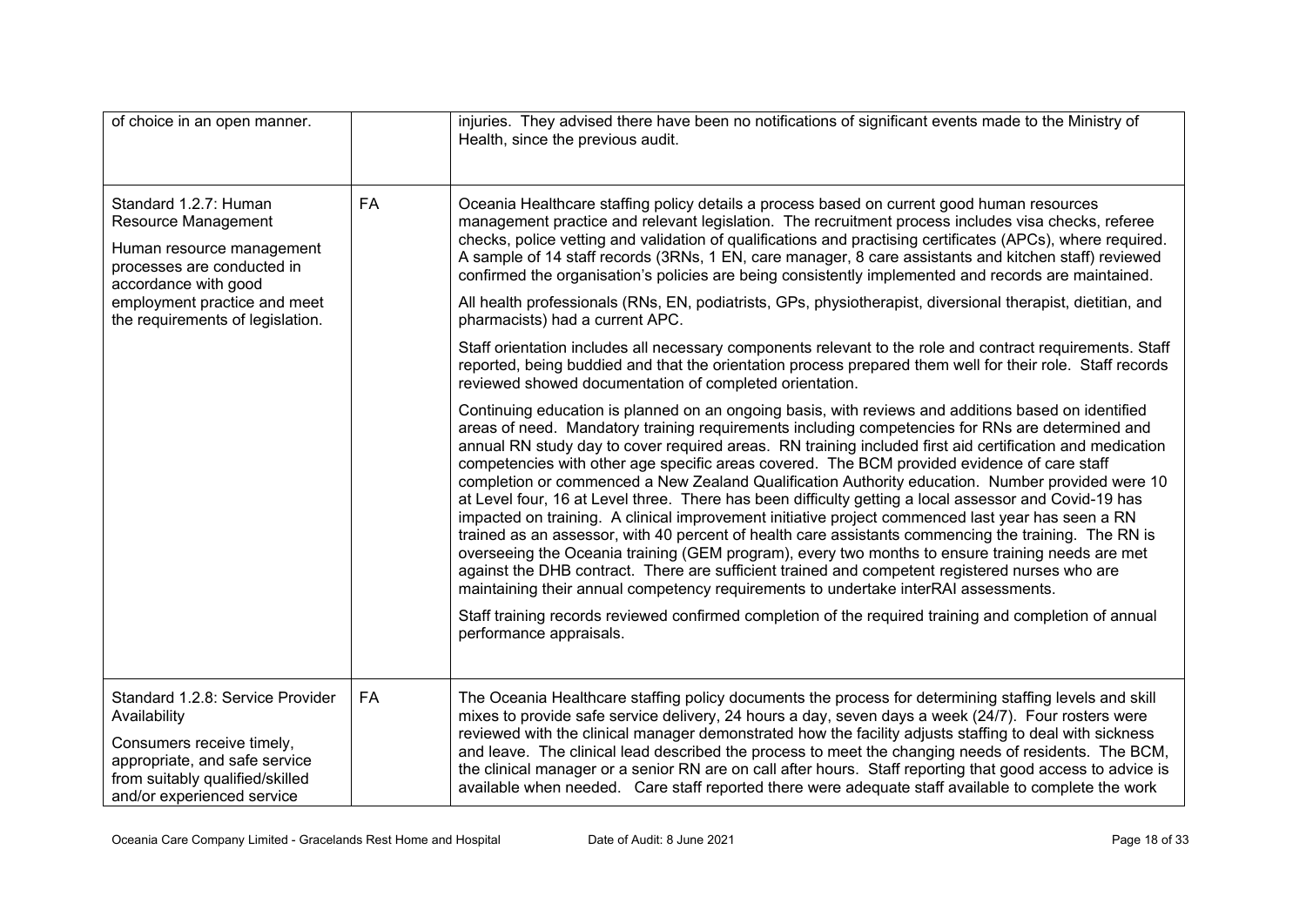| | | |
|---|---|---|
| of choice in an open manner. | | injuries. They advised there have been no notifications of significant events made to the Ministry of Health, since the previous audit. |
| Standard 1.2.7: Human Resource Management<br><br>Human resource management processes are conducted in accordance with good employment practice and meet the requirements of legislation. | FA | Oceania Healthcare staffing policy details a process based on current good human resources management practice and relevant legislation. The recruitment process includes visa checks, referee checks, police vetting and validation of qualifications and practising certificates (APCs), where required. A sample of 14 staff records (3RNs, 1 EN, care manager, 8 care assistants and kitchen staff) reviewed confirmed the organisation's policies are being consistently implemented and records are maintained.<br><br>All health professionals (RNs, EN, podiatrists, GPs, physiotherapist, diversional therapist, dietitian, and pharmacists) had a current APC.<br><br>Staff orientation includes all necessary components relevant to the role and contract requirements. Staff reported, being buddied and that the orientation process prepared them well for their role. Staff records reviewed showed documentation of completed orientation.<br><br>Continuing education is planned on an ongoing basis, with reviews and additions based on identified areas of need. Mandatory training requirements including competencies for RNs are determined and annual RN study day to cover required areas. RN training included first aid certification and medication competencies with other age specific areas covered. The BCM provided evidence of care staff completion or commenced a New Zealand Qualification Authority education. Number provided were 10 at Level four, 16 at Level three. There has been difficulty getting a local assessor and Covid-19 has impacted on training. A clinical improvement initiative project commenced last year has seen a RN trained as an assessor, with 40 percent of health care assistants commencing the training. The RN is overseeing the Oceania training (GEM program), every two months to ensure training needs are met against the DHB contract. There are sufficient trained and competent registered nurses who are maintaining their annual competency requirements to undertake interRAI assessments.<br><br>Staff training records reviewed confirmed completion of the required training and completion of annual performance appraisals. |
| Standard 1.2.8: Service Provider Availability<br><br>Consumers receive timely, appropriate, and safe service from suitably qualified/skilled and/or experienced service | FA | The Oceania Healthcare staffing policy documents the process for determining staffing levels and skill mixes to provide safe service delivery, 24 hours a day, seven days a week (24/7). Four rosters were reviewed with the clinical manager demonstrated how the facility adjusts staffing to deal with sickness and leave. The clinical lead described the process to meet the changing needs of residents. The BCM, the clinical manager or a senior RN are on call after hours. Staff reporting that good access to advice is available when needed. Care staff reported there were adequate staff available to complete the work |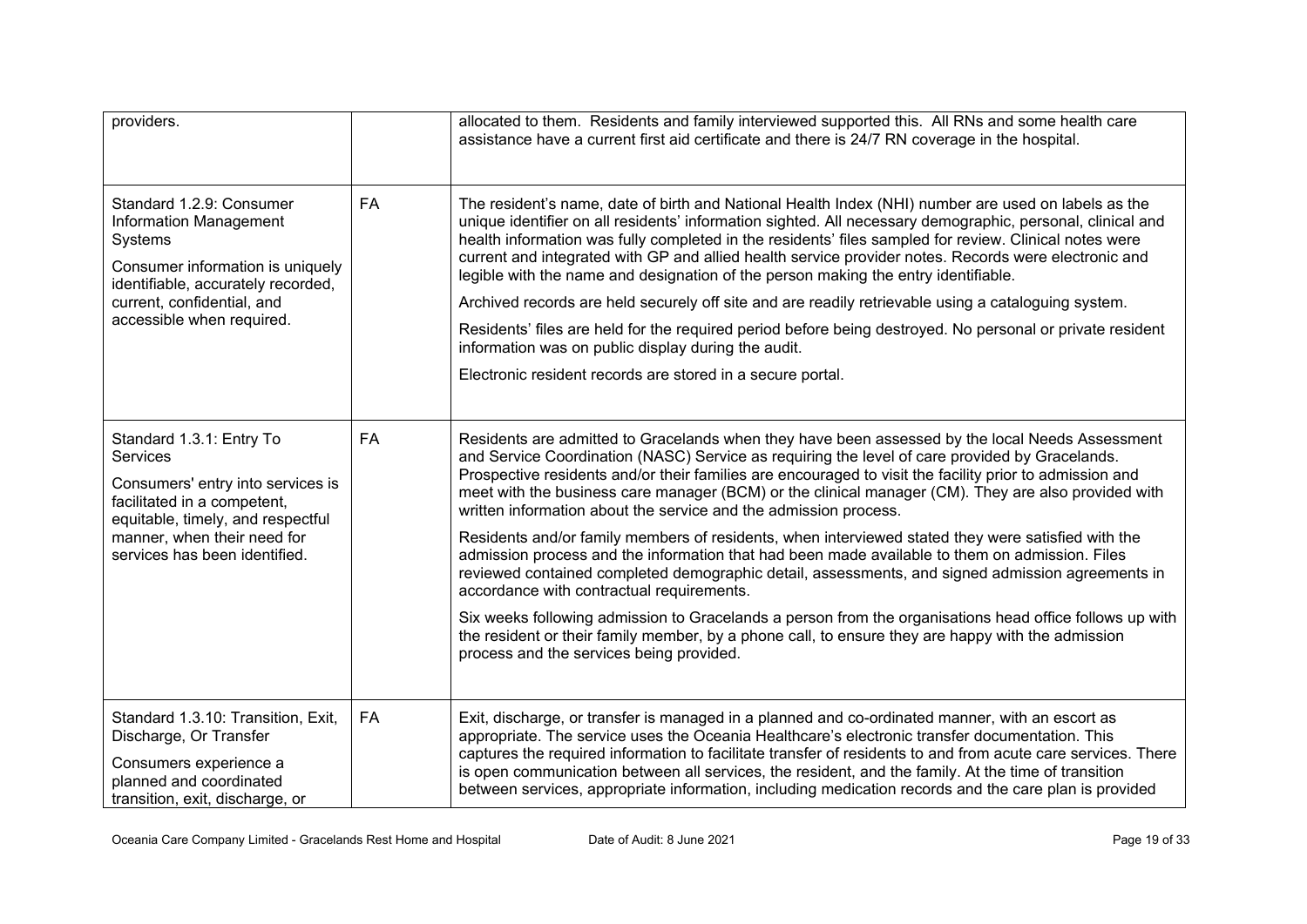| | | |
|---|---|---|
| providers. | | allocated to them. Residents and family interviewed supported this. All RNs and some health care assistance have a current first aid certificate and there is 24/7 RN coverage in the hospital. |
| Standard 1.2.9: Consumer Information Management Systems<br><br>Consumer information is uniquely identifiable, accurately recorded, current, confidential, and accessible when required. | FA | The resident's name, date of birth and National Health Index (NHI) number are used on labels as the unique identifier on all residents' information sighted. All necessary demographic, personal, clinical and health information was fully completed in the residents' files sampled for review. Clinical notes were current and integrated with GP and allied health service provider notes. Records were electronic and legible with the name and designation of the person making the entry identifiable.<br><br>Archived records are held securely off site and are readily retrievable using a cataloguing system.<br><br>Residents' files are held for the required period before being destroyed. No personal or private resident information was on public display during the audit.<br><br>Electronic resident records are stored in a secure portal. |
| Standard 1.3.1: Entry To Services<br><br>Consumers' entry into services is facilitated in a competent, equitable, timely, and respectful manner, when their need for services has been identified. | FA | Residents are admitted to Gracelands when they have been assessed by the local Needs Assessment and Service Coordination (NASC) Service as requiring the level of care provided by Gracelands. Prospective residents and/or their families are encouraged to visit the facility prior to admission and meet with the business care manager (BCM) or the clinical manager (CM). They are also provided with written information about the service and the admission process.<br><br>Residents and/or family members of residents, when interviewed stated they were satisfied with the admission process and the information that had been made available to them on admission. Files reviewed contained completed demographic detail, assessments, and signed admission agreements in accordance with contractual requirements.<br><br>Six weeks following admission to Gracelands a person from the organisations head office follows up with the resident or their family member, by a phone call, to ensure they are happy with the admission process and the services being provided. |
| Standard 1.3.10: Transition, Exit, Discharge, Or Transfer<br><br>Consumers experience a planned and coordinated transition, exit, discharge, or | FA | Exit, discharge, or transfer is managed in a planned and co-ordinated manner, with an escort as appropriate. The service uses the Oceania Healthcare's electronic transfer documentation. This captures the required information to facilitate transfer of residents to and from acute care services. There is open communication between all services, the resident, and the family. At the time of transition between services, appropriate information, including medication records and the care plan is provided |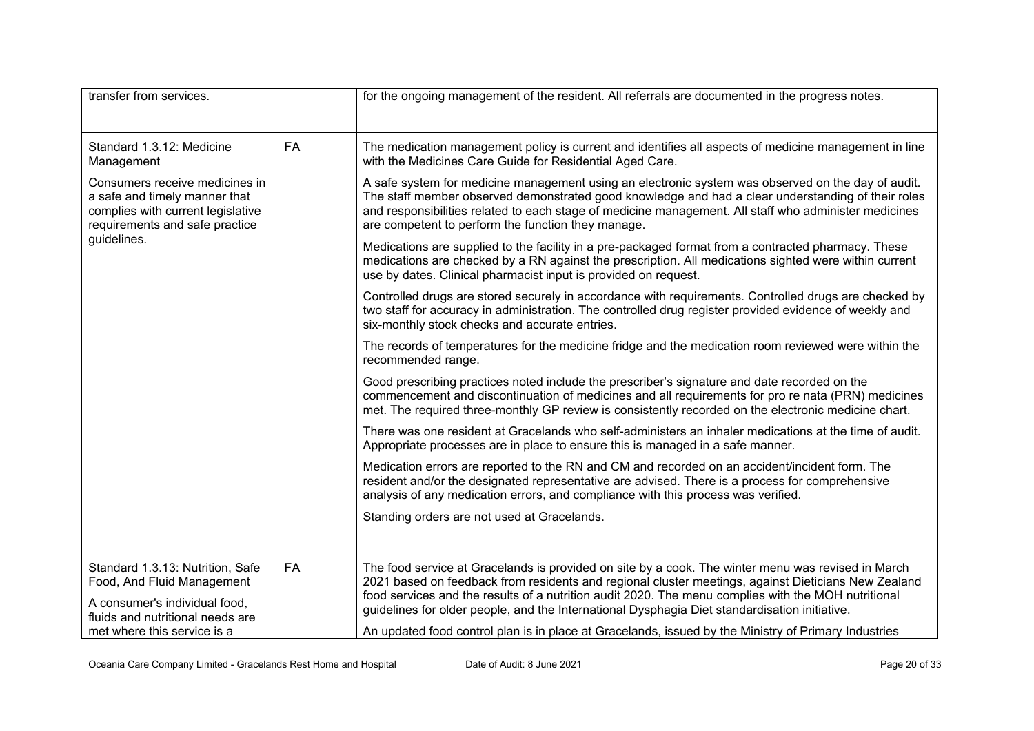| | | |
|---|---|---|
| transfer from services. | | for the ongoing management of the resident. All referrals are documented in the progress notes. |
| Standard 1.3.12: Medicine Management<br><br>Consumers receive medicines in a safe and timely manner that complies with current legislative requirements and safe practice guidelines. | FA | The medication management policy is current and identifies all aspects of medicine management in line with the Medicines Care Guide for Residential Aged Care.<br><br>A safe system for medicine management using an electronic system was observed on the day of audit. The staff member observed demonstrated good knowledge and had a clear understanding of their roles and responsibilities related to each stage of medicine management. All staff who administer medicines are competent to perform the function they manage.<br><br>Medications are supplied to the facility in a pre-packaged format from a contracted pharmacy. These medications are checked by a RN against the prescription. All medications sighted were within current use by dates. Clinical pharmacist input is provided on request.<br><br>Controlled drugs are stored securely in accordance with requirements. Controlled drugs are checked by two staff for accuracy in administration. The controlled drug register provided evidence of weekly and six-monthly stock checks and accurate entries.<br><br>The records of temperatures for the medicine fridge and the medication room reviewed were within the recommended range.<br><br>Good prescribing practices noted include the prescriber's signature and date recorded on the commencement and discontinuation of medicines and all requirements for pro re nata (PRN) medicines met. The required three-monthly GP review is consistently recorded on the electronic medicine chart.<br><br>There was one resident at Gracelands who self-administers an inhaler medications at the time of audit. Appropriate processes are in place to ensure this is managed in a safe manner.<br><br>Medication errors are reported to the RN and CM and recorded on an accident/incident form. The resident and/or the designated representative are advised. There is a process for comprehensive analysis of any medication errors, and compliance with this process was verified.<br><br>Standing orders are not used at Gracelands. |
| Standard 1.3.13: Nutrition, Safe Food, And Fluid Management<br><br>A consumer's individual food, fluids and nutritional needs are met where this service is a | FA | The food service at Gracelands is provided on site by a cook. The winter menu was revised in March 2021 based on feedback from residents and regional cluster meetings, against Dieticians New Zealand food services and the results of a nutrition audit 2020. The menu complies with the MOH nutritional guidelines for older people, and the International Dysphagia Diet standardisation initiative.<br><br>An updated food control plan is in place at Gracelands, issued by the Ministry of Primary Industries |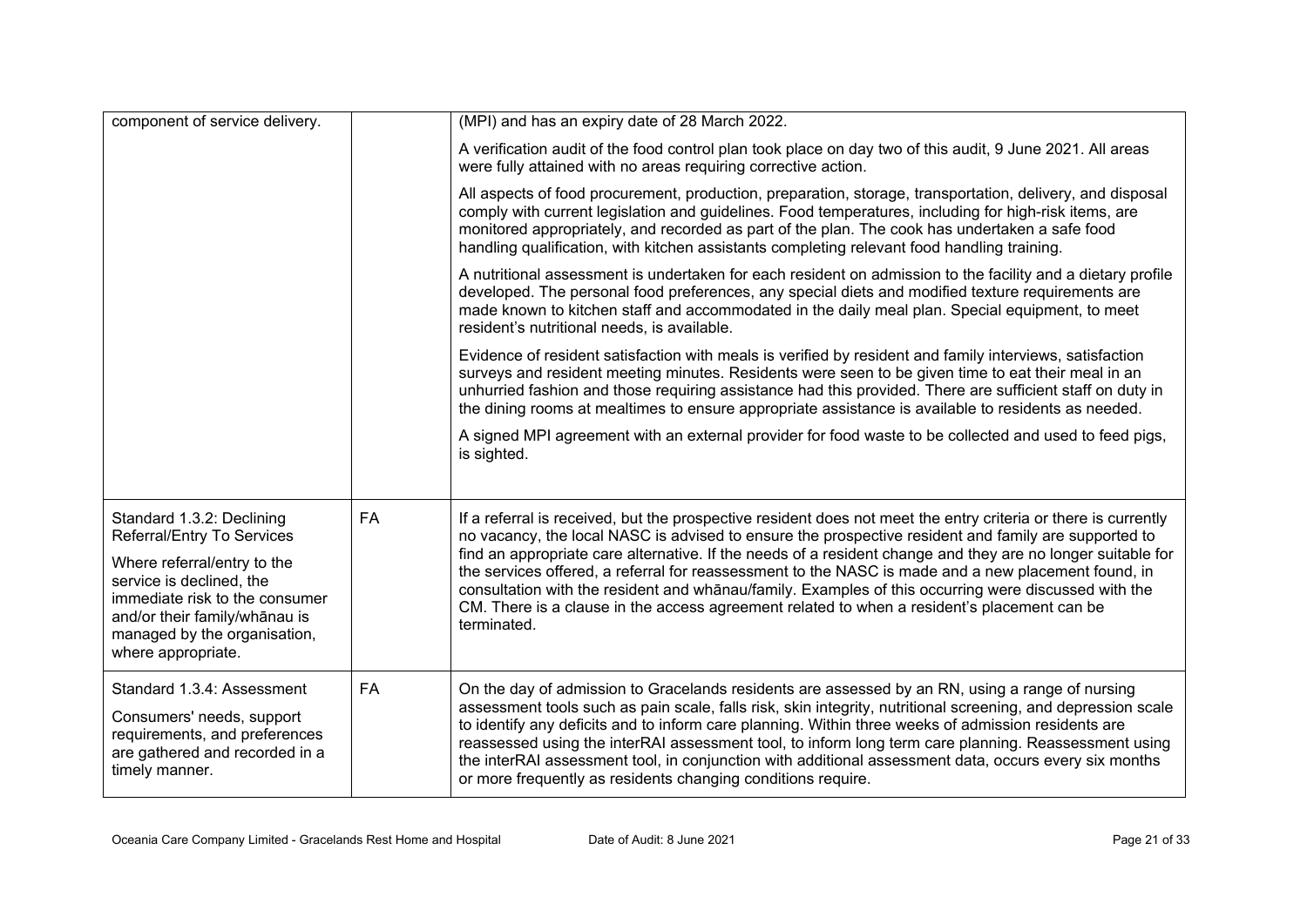| | | |
|---|---|---|
| component of service delivery. | | (MPI) and has an expiry date of 28 March 2022.<br><br>A verification audit of the food control plan took place on day two of this audit, 9 June 2021. All areas were fully attained with no areas requiring corrective action.<br><br>All aspects of food procurement, production, preparation, storage, transportation, delivery, and disposal comply with current legislation and guidelines. Food temperatures, including for high-risk items, are monitored appropriately, and recorded as part of the plan. The cook has undertaken a safe food handling qualification, with kitchen assistants completing relevant food handling training.<br><br>A nutritional assessment is undertaken for each resident on admission to the facility and a dietary profile developed. The personal food preferences, any special diets and modified texture requirements are made known to kitchen staff and accommodated in the daily meal plan. Special equipment, to meet resident's nutritional needs, is available.<br><br>Evidence of resident satisfaction with meals is verified by resident and family interviews, satisfaction surveys and resident meeting minutes. Residents were seen to be given time to eat their meal in an unhurried fashion and those requiring assistance had this provided. There are sufficient staff on duty in the dining rooms at mealtimes to ensure appropriate assistance is available to residents as needed.<br><br>A signed MPI agreement with an external provider for food waste to be collected and used to feed pigs, is sighted. |
| Standard 1.3.2: Declining Referral/Entry To Services<br><br>Where referral/entry to the service is declined, the immediate risk to the consumer and/or their family/whānau is managed by the organisation, where appropriate. | FA | If a referral is received, but the prospective resident does not meet the entry criteria or there is currently no vacancy, the local NASC is advised to ensure the prospective resident and family are supported to find an appropriate care alternative. If the needs of a resident change and they are no longer suitable for the services offered, a referral for reassessment to the NASC is made and a new placement found, in consultation with the resident and whānau/family. Examples of this occurring were discussed with the CM. There is a clause in the access agreement related to when a resident's placement can be terminated. |
| Standard 1.3.4: Assessment<br><br>Consumers' needs, support requirements, and preferences are gathered and recorded in a timely manner. | FA | On the day of admission to Gracelands residents are assessed by an RN, using a range of nursing assessment tools such as pain scale, falls risk, skin integrity, nutritional screening, and depression scale to identify any deficits and to inform care planning. Within three weeks of admission residents are reassessed using the interRAI assessment tool, to inform long term care planning. Reassessment using the interRAI assessment tool, in conjunction with additional assessment data, occurs every six months or more frequently as residents changing conditions require. |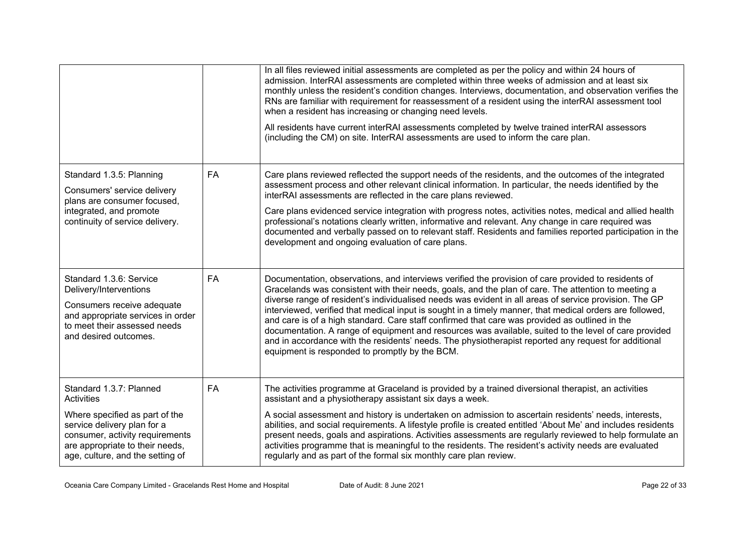| | | |
|---|---|---|
| | | In all files reviewed initial assessments are completed as per the policy and within 24 hours of admission. InterRAI assessments are completed within three weeks of admission and at least six monthly unless the resident's condition changes. Interviews, documentation, and observation verifies the RNs are familiar with requirement for reassessment of a resident using the interRAI assessment tool when a resident has increasing or changing need levels.<br><br>All residents have current interRAI assessments completed by twelve trained interRAI assessors (including the CM) on site. InterRAI assessments are used to inform the care plan. |
| Standard 1.3.5: Planning<br><br>Consumers' service delivery plans are consumer focused, integrated, and promote continuity of service delivery. | FA | Care plans reviewed reflected the support needs of the residents, and the outcomes of the integrated assessment process and other relevant clinical information. In particular, the needs identified by the interRAI assessments are reflected in the care plans reviewed.<br><br>Care plans evidenced service integration with progress notes, activities notes, medical and allied health professional's notations clearly written, informative and relevant. Any change in care required was documented and verbally passed on to relevant staff. Residents and families reported participation in the development and ongoing evaluation of care plans. |
| Standard 1.3.6: Service Delivery/Interventions<br><br>Consumers receive adequate and appropriate services in order to meet their assessed needs and desired outcomes. | FA | Documentation, observations, and interviews verified the provision of care provided to residents of Gracelands was consistent with their needs, goals, and the plan of care. The attention to meeting a diverse range of resident's individualised needs was evident in all areas of service provision. The GP interviewed, verified that medical input is sought in a timely manner, that medical orders are followed, and care is of a high standard. Care staff confirmed that care was provided as outlined in the documentation. A range of equipment and resources was available, suited to the level of care provided and in accordance with the residents' needs. The physiotherapist reported any request for additional equipment is responded to promptly by the BCM. |
| Standard 1.3.7: Planned Activities<br><br>Where specified as part of the service delivery plan for a consumer, activity requirements are appropriate to their needs, age, culture, and the setting of | FA | The activities programme at Graceland is provided by a trained diversional therapist, an activities assistant and a physiotherapy assistant six days a week.<br><br>A social assessment and history is undertaken on admission to ascertain residents' needs, interests, abilities, and social requirements. A lifestyle profile is created entitled 'About Me' and includes residents present needs, goals and aspirations. Activities assessments are regularly reviewed to help formulate an activities programme that is meaningful to the residents. The resident's activity needs are evaluated regularly and as part of the formal six monthly care plan review. |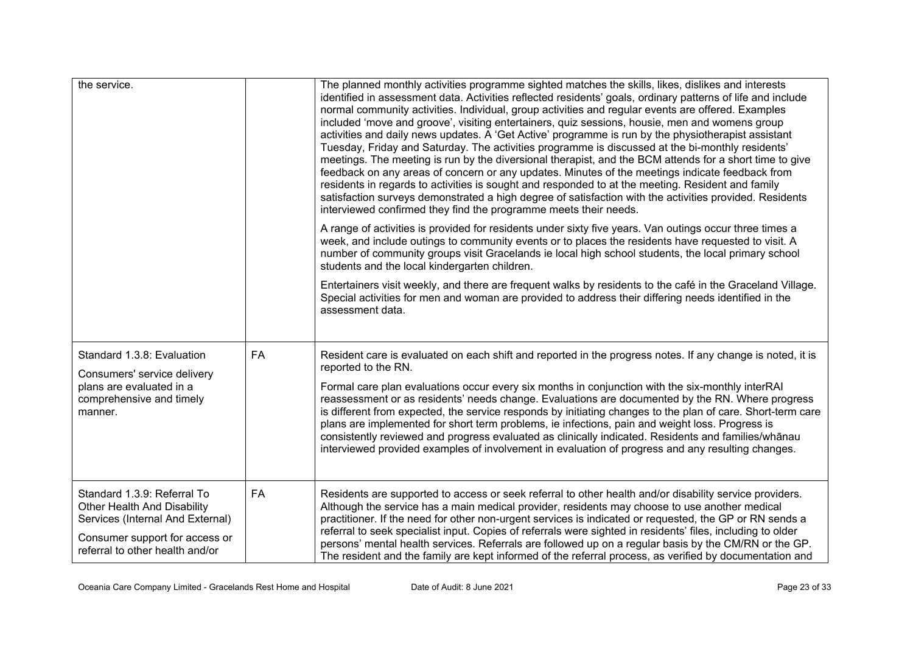| | | |
|---|---|---|
| the service. | | The planned monthly activities programme sighted matches the skills, likes, dislikes and interests identified in assessment data. Activities reflected residents' goals, ordinary patterns of life and include normal community activities. Individual, group activities and regular events are offered. Examples included 'move and groove', visiting entertainers, quiz sessions, housie, men and womens group activities and daily news updates. A 'Get Active' programme is run by the physiotherapist assistant Tuesday, Friday and Saturday. The activities programme is discussed at the bi-monthly residents' meetings. The meeting is run by the diversional therapist, and the BCM attends for a short time to give feedback on any areas of concern or any updates. Minutes of the meetings indicate feedback from residents in regards to activities is sought and responded to at the meeting. Resident and family satisfaction surveys demonstrated a high degree of satisfaction with the activities provided. Residents interviewed confirmed they find the programme meets their needs.<br><br>A range of activities is provided for residents under sixty five years. Van outings occur three times a week, and include outings to community events or to places the residents have requested to visit. A number of community groups visit Gracelands ie local high school students, the local primary school students and the local kindergarten children.<br><br>Entertainers visit weekly, and there are frequent walks by residents to the café in the Graceland Village. Special activities for men and woman are provided to address their differing needs identified in the assessment data. |
| Standard 1.3.8: Evaluation<br><br>Consumers' service delivery plans are evaluated in a comprehensive and timely manner. | FA | Resident care is evaluated on each shift and reported in the progress notes. If any change is noted, it is reported to the RN.<br><br>Formal care plan evaluations occur every six months in conjunction with the six-monthly interRAI reassessment or as residents' needs change. Evaluations are documented by the RN. Where progress is different from expected, the service responds by initiating changes to the plan of care. Short-term care plans are implemented for short term problems, ie infections, pain and weight loss. Progress is consistently reviewed and progress evaluated as clinically indicated. Residents and families/whānau interviewed provided examples of involvement in evaluation of progress and any resulting changes. |
| Standard 1.3.9: Referral To Other Health And Disability Services (Internal And External)<br><br>Consumer support for access or referral to other health and/or | FA | Residents are supported to access or seek referral to other health and/or disability service providers. Although the service has a main medical provider, residents may choose to use another medical practitioner. If the need for other non-urgent services is indicated or requested, the GP or RN sends a referral to seek specialist input. Copies of referrals were sighted in residents' files, including to older persons' mental health services. Referrals are followed up on a regular basis by the CM/RN or the GP. The resident and the family are kept informed of the referral process, as verified by documentation and |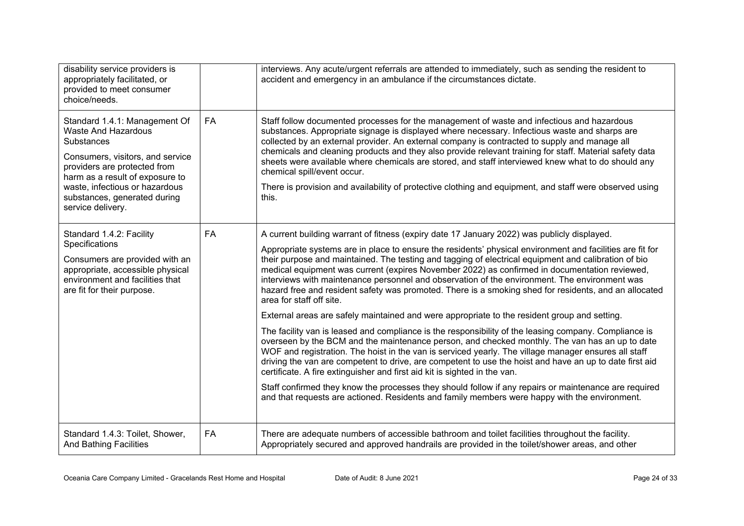| | | |
|---|---|---|
| disability service providers is appropriately facilitated, or provided to meet consumer choice/needs. | | interviews. Any acute/urgent referrals are attended to immediately, such as sending the resident to accident and emergency in an ambulance if the circumstances dictate. |
| Standard 1.4.1: Management Of Waste And Hazardous Substances<br><br>Consumers, visitors, and service providers are protected from harm as a result of exposure to waste, infectious or hazardous substances, generated during service delivery. | FA | Staff follow documented processes for the management of waste and infectious and hazardous substances. Appropriate signage is displayed where necessary. Infectious waste and sharps are collected by an external provider. An external company is contracted to supply and manage all chemicals and cleaning products and they also provide relevant training for staff. Material safety data sheets were available where chemicals are stored, and staff interviewed knew what to do should any chemical spill/event occur.<br><br>There is provision and availability of protective clothing and equipment, and staff were observed using this. |
| Standard 1.4.2: Facility Specifications<br><br>Consumers are provided with an appropriate, accessible physical environment and facilities that are fit for their purpose. | FA | A current building warrant of fitness (expiry date 17 January 2022) was publicly displayed.<br><br>Appropriate systems are in place to ensure the residents' physical environment and facilities are fit for their purpose and maintained. The testing and tagging of electrical equipment and calibration of bio medical equipment was current (expires November 2022) as confirmed in documentation reviewed, interviews with maintenance personnel and observation of the environment. The environment was hazard free and resident safety was promoted. There is a smoking shed for residents, and an allocated area for staff off site.<br><br>External areas are safely maintained and were appropriate to the resident group and setting.<br><br>The facility van is leased and compliance is the responsibility of the leasing company. Compliance is overseen by the BCM and the maintenance person, and checked monthly. The van has an up to date WOF and registration. The hoist in the van is serviced yearly. The village manager ensures all staff driving the van are competent to drive, are competent to use the hoist and have an up to date first aid certificate. A fire extinguisher and first aid kit is sighted in the van.<br><br>Staff confirmed they know the processes they should follow if any repairs or maintenance are required and that requests are actioned. Residents and family members were happy with the environment. |
| Standard 1.4.3: Toilet, Shower, And Bathing Facilities | FA | There are adequate numbers of accessible bathroom and toilet facilities throughout the facility. Appropriately secured and approved handrails are provided in the toilet/shower areas, and other |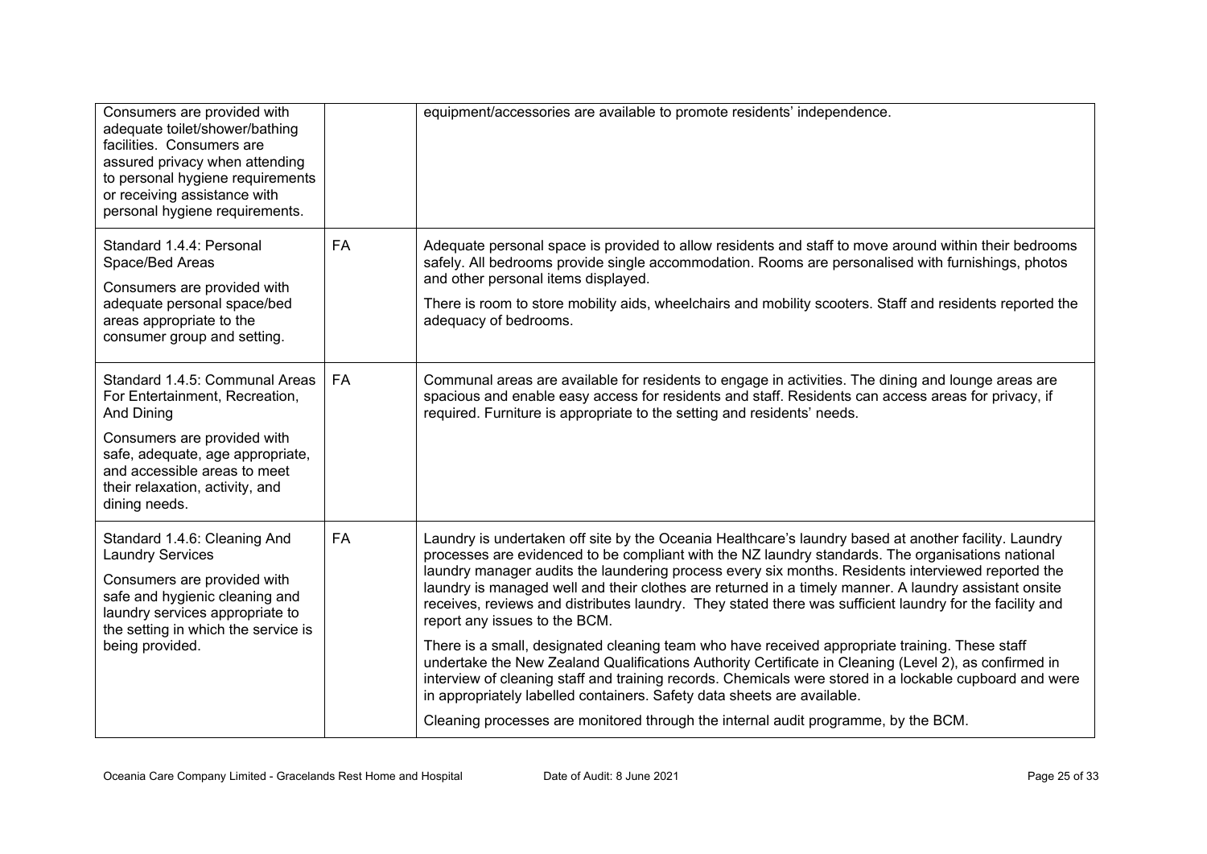| | | |
|---|---|---|
| Consumers are provided with adequate toilet/shower/bathing facilities. Consumers are assured privacy when attending to personal hygiene requirements or receiving assistance with personal hygiene requirements. | | equipment/accessories are available to promote residents' independence. |
| Standard 1.4.4: Personal Space/Bed Areas<br><br>Consumers are provided with adequate personal space/bed areas appropriate to the consumer group and setting. | FA | Adequate personal space is provided to allow residents and staff to move around within their bedrooms safely. All bedrooms provide single accommodation. Rooms are personalised with furnishings, photos and other personal items displayed.<br><br>There is room to store mobility aids, wheelchairs and mobility scooters. Staff and residents reported the adequacy of bedrooms. |
| Standard 1.4.5: Communal Areas For Entertainment, Recreation, And Dining<br><br>Consumers are provided with safe, adequate, age appropriate, and accessible areas to meet their relaxation, activity, and dining needs. | FA | Communal areas are available for residents to engage in activities. The dining and lounge areas are spacious and enable easy access for residents and staff. Residents can access areas for privacy, if required. Furniture is appropriate to the setting and residents' needs. |
| Standard 1.4.6: Cleaning And Laundry Services<br><br>Consumers are provided with safe and hygienic cleaning and laundry services appropriate to the setting in which the service is being provided. | FA | Laundry is undertaken off site by the Oceania Healthcare's laundry based at another facility. Laundry processes are evidenced to be compliant with the NZ laundry standards. The organisations national laundry manager audits the laundering process every six months. Residents interviewed reported the laundry is managed well and their clothes are returned in a timely manner. A laundry assistant onsite receives, reviews and distributes laundry. They stated there was sufficient laundry for the facility and report any issues to the BCM.<br><br>There is a small, designated cleaning team who have received appropriate training. These staff undertake the New Zealand Qualifications Authority Certificate in Cleaning (Level 2), as confirmed in interview of cleaning staff and training records. Chemicals were stored in a lockable cupboard and were in appropriately labelled containers. Safety data sheets are available.<br><br>Cleaning processes are monitored through the internal audit programme, by the BCM. |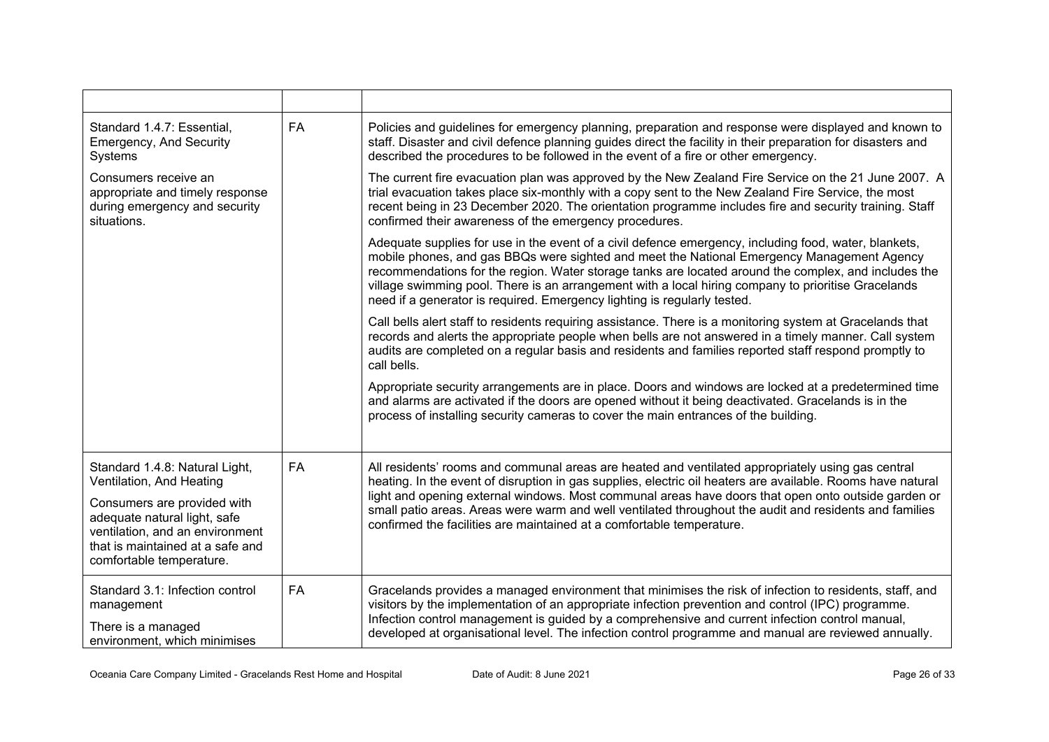| | | |
|---|---|---|
| Standard 1.4.7: Essential, Emergency, And Security Systems<br><br>Consumers receive an appropriate and timely response during emergency and security situations. | FA | Policies and guidelines for emergency planning, preparation and response were displayed and known to staff. Disaster and civil defence planning guides direct the facility in their preparation for disasters and described the procedures to be followed in the event of a fire or other emergency.<br><br>The current fire evacuation plan was approved by the New Zealand Fire Service on the 21 June 2007. A trial evacuation takes place six-monthly with a copy sent to the New Zealand Fire Service, the most recent being in 23 December 2020. The orientation programme includes fire and security training. Staff confirmed their awareness of the emergency procedures.<br><br>Adequate supplies for use in the event of a civil defence emergency, including food, water, blankets, mobile phones, and gas BBQs were sighted and meet the National Emergency Management Agency recommendations for the region. Water storage tanks are located around the complex, and includes the village swimming pool. There is an arrangement with a local hiring company to prioritise Gracelands need if a generator is required. Emergency lighting is regularly tested.<br><br>Call bells alert staff to residents requiring assistance. There is a monitoring system at Gracelands that records and alerts the appropriate people when bells are not answered in a timely manner. Call system audits are completed on a regular basis and residents and families reported staff respond promptly to call bells.<br><br>Appropriate security arrangements are in place. Doors and windows are locked at a predetermined time and alarms are activated if the doors are opened without it being deactivated. Gracelands is in the process of installing security cameras to cover the main entrances of the building. |
| Standard 1.4.8: Natural Light, Ventilation, And Heating<br><br>Consumers are provided with adequate natural light, safe ventilation, and an environment that is maintained at a safe and comfortable temperature. | FA | All residents' rooms and communal areas are heated and ventilated appropriately using gas central heating. In the event of disruption in gas supplies, electric oil heaters are available. Rooms have natural light and opening external windows. Most communal areas have doors that open onto outside garden or small patio areas. Areas were warm and well ventilated throughout the audit and residents and families confirmed the facilities are maintained at a comfortable temperature. |
| Standard 3.1: Infection control management<br><br>There is a managed environment, which minimises | FA | Gracelands provides a managed environment that minimises the risk of infection to residents, staff, and visitors by the implementation of an appropriate infection prevention and control (IPC) programme. Infection control management is guided by a comprehensive and current infection control manual, developed at organisational level. The infection control programme and manual are reviewed annually. |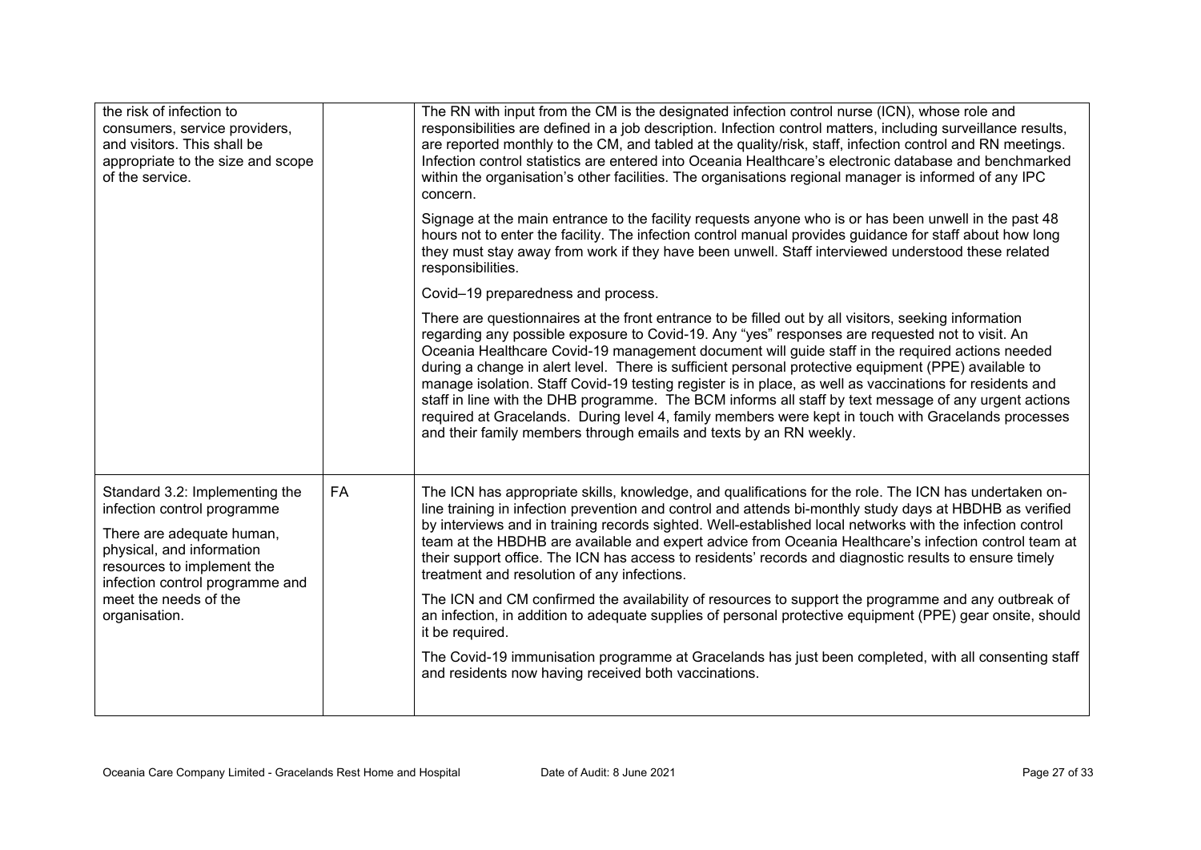| | | |
|---|---|---|
| the risk of infection to consumers, service providers, and visitors. This shall be appropriate to the size and scope of the service. | | The RN with input from the CM is the designated infection control nurse (ICN), whose role and responsibilities are defined in a job description. Infection control matters, including surveillance results, are reported monthly to the CM, and tabled at the quality/risk, staff, infection control and RN meetings. Infection control statistics are entered into Oceania Healthcare's electronic database and benchmarked within the organisation's other facilities. The organisations regional manager is informed of any IPC concern.<br><br>Signage at the main entrance to the facility requests anyone who is or has been unwell in the past 48 hours not to enter the facility. The infection control manual provides guidance for staff about how long they must stay away from work if they have been unwell. Staff interviewed understood these related responsibilities.<br><br>Covid–19 preparedness and process.<br><br>There are questionnaires at the front entrance to be filled out by all visitors, seeking information regarding any possible exposure to Covid-19. Any "yes" responses are requested not to visit. An Oceania Healthcare Covid-19 management document will guide staff in the required actions needed during a change in alert level. There is sufficient personal protective equipment (PPE) available to manage isolation. Staff Covid-19 testing register is in place, as well as vaccinations for residents and staff in line with the DHB programme. The BCM informs all staff by text message of any urgent actions required at Gracelands. During level 4, family members were kept in touch with Gracelands processes and their family members through emails and texts by an RN weekly. |
| Standard 3.2: Implementing the infection control programme<br><br>There are adequate human, physical, and information resources to implement the infection control programme and meet the needs of the organisation. | FA | The ICN has appropriate skills, knowledge, and qualifications for the role. The ICN has undertaken on-line training in infection prevention and control and attends bi-monthly study days at HBDHB as verified by interviews and in training records sighted. Well-established local networks with the infection control team at the HBDHB are available and expert advice from Oceania Healthcare's infection control team at their support office. The ICN has access to residents' records and diagnostic results to ensure timely treatment and resolution of any infections.<br><br>The ICN and CM confirmed the availability of resources to support the programme and any outbreak of an infection, in addition to adequate supplies of personal protective equipment (PPE) gear onsite, should it be required.<br><br>The Covid-19 immunisation programme at Gracelands has just been completed, with all consenting staff and residents now having received both vaccinations. |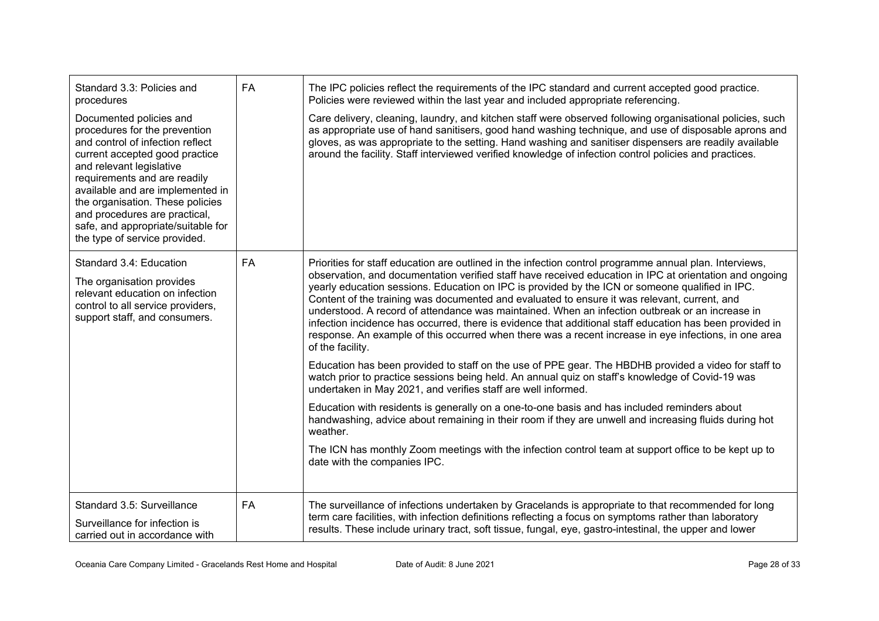| | | |
|---|---|---|
| Standard 3.3: Policies and procedures<br><br>Documented policies and procedures for the prevention and control of infection reflect current accepted good practice and relevant legislative requirements and are readily available and are implemented in the organisation. These policies and procedures are practical, safe, and appropriate/suitable for the type of service provided. | FA | The IPC policies reflect the requirements of the IPC standard and current accepted good practice. Policies were reviewed within the last year and included appropriate referencing.<br><br>Care delivery, cleaning, laundry, and kitchen staff were observed following organisational policies, such as appropriate use of hand sanitisers, good hand washing technique, and use of disposable aprons and gloves, as was appropriate to the setting. Hand washing and sanitiser dispensers are readily available around the facility. Staff interviewed verified knowledge of infection control policies and practices. |
| Standard 3.4: Education<br><br>The organisation provides relevant education on infection control to all service providers, support staff, and consumers. | FA | Priorities for staff education are outlined in the infection control programme annual plan. Interviews, observation, and documentation verified staff have received education in IPC at orientation and ongoing yearly education sessions. Education on IPC is provided by the ICN or someone qualified in IPC. Content of the training was documented and evaluated to ensure it was relevant, current, and understood. A record of attendance was maintained. When an infection outbreak or an increase in infection incidence has occurred, there is evidence that additional staff education has been provided in response. An example of this occurred when there was a recent increase in eye infections, in one area of the facility.<br><br>Education has been provided to staff on the use of PPE gear. The HBDHB provided a video for staff to watch prior to practice sessions being held. An annual quiz on staff's knowledge of Covid-19 was undertaken in May 2021, and verifies staff are well informed.<br><br>Education with residents is generally on a one-to-one basis and has included reminders about handwashing, advice about remaining in their room if they are unwell and increasing fluids during hot weather.<br><br>The ICN has monthly Zoom meetings with the infection control team at support office to be kept up to date with the companies IPC. |
| Standard 3.5: Surveillance<br><br>Surveillance for infection is carried out in accordance with | FA | The surveillance of infections undertaken by Gracelands is appropriate to that recommended for long term care facilities, with infection definitions reflecting a focus on symptoms rather than laboratory results. These include urinary tract, soft tissue, fungal, eye, gastro-intestinal, the upper and lower |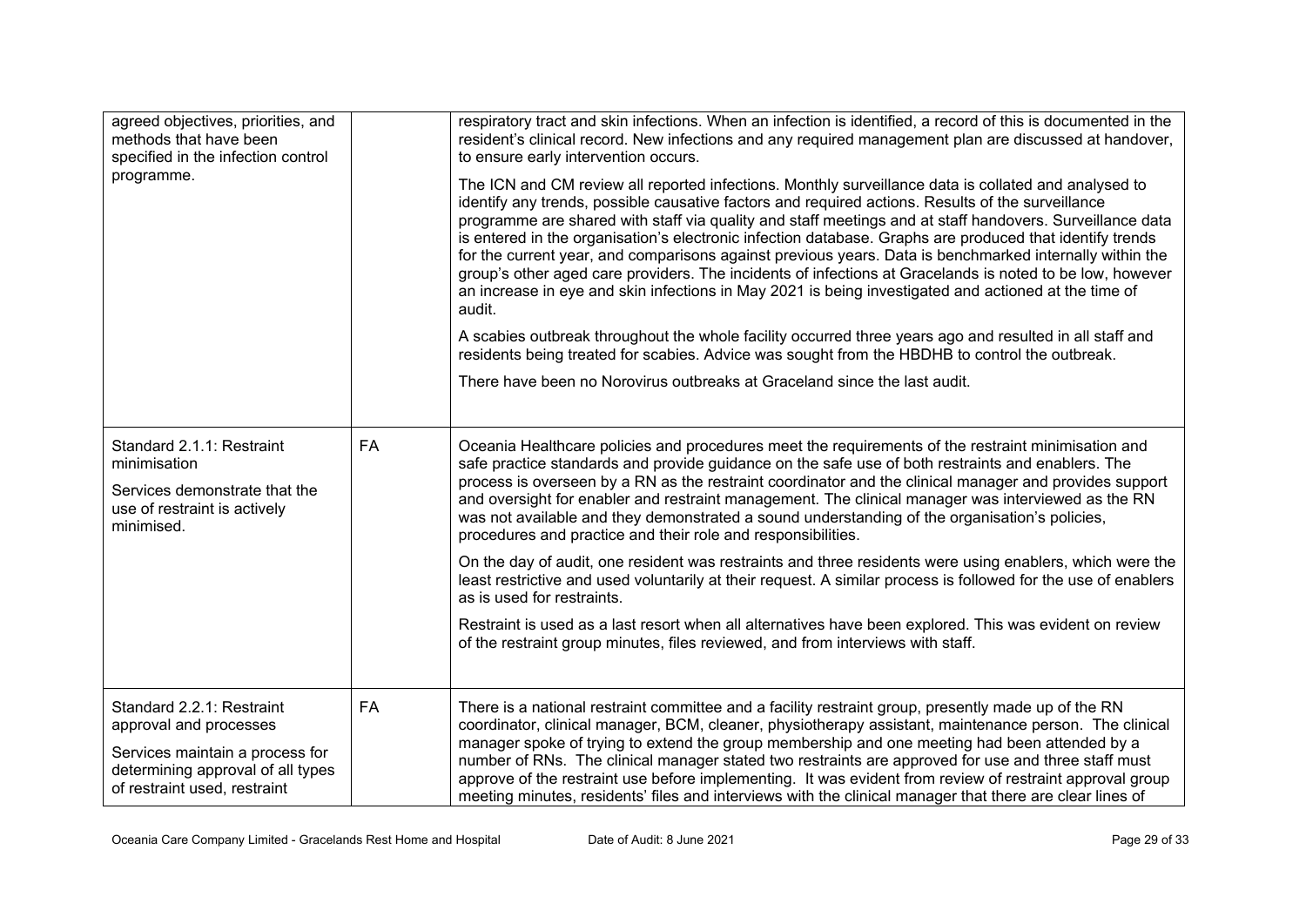| | | |
|---|---|---|
| agreed objectives, priorities, and methods that have been specified in the infection control programme. | | respiratory tract and skin infections. When an infection is identified, a record of this is documented in the resident's clinical record. New infections and any required management plan are discussed at handover, to ensure early intervention occurs.<br><br>The ICN and CM review all reported infections. Monthly surveillance data is collated and analysed to identify any trends, possible causative factors and required actions. Results of the surveillance programme are shared with staff via quality and staff meetings and at staff handovers. Surveillance data is entered in the organisation's electronic infection database. Graphs are produced that identify trends for the current year, and comparisons against previous years. Data is benchmarked internally within the group's other aged care providers. The incidents of infections at Gracelands is noted to be low, however an increase in eye and skin infections in May 2021 is being investigated and actioned at the time of audit.<br><br>A scabies outbreak throughout the whole facility occurred three years ago and resulted in all staff and residents being treated for scabies. Advice was sought from the HBDHB to control the outbreak.<br><br>There have been no Norovirus outbreaks at Graceland since the last audit. |
| Standard 2.1.1: Restraint minimisation<br><br>Services demonstrate that the use of restraint is actively minimised. | FA | Oceania Healthcare policies and procedures meet the requirements of the restraint minimisation and safe practice standards and provide guidance on the safe use of both restraints and enablers. The process is overseen by a RN as the restraint coordinator and the clinical manager and provides support and oversight for enabler and restraint management. The clinical manager was interviewed as the RN was not available and they demonstrated a sound understanding of the organisation's policies, procedures and practice and their role and responsibilities.<br><br>On the day of audit, one resident was restraints and three residents were using enablers, which were the least restrictive and used voluntarily at their request. A similar process is followed for the use of enablers as is used for restraints.<br><br>Restraint is used as a last resort when all alternatives have been explored. This was evident on review of the restraint group minutes, files reviewed, and from interviews with staff. |
| Standard 2.2.1: Restraint approval and processes<br><br>Services maintain a process for determining approval of all types of restraint used, restraint | FA | There is a national restraint committee and a facility restraint group, presently made up of the RN coordinator, clinical manager, BCM, cleaner, physiotherapy assistant, maintenance person. The clinical manager spoke of trying to extend the group membership and one meeting had been attended by a number of RNs. The clinical manager stated two restraints are approved for use and three staff must approve of the restraint use before implementing. It was evident from review of restraint approval group meeting minutes, residents' files and interviews with the clinical manager that there are clear lines of |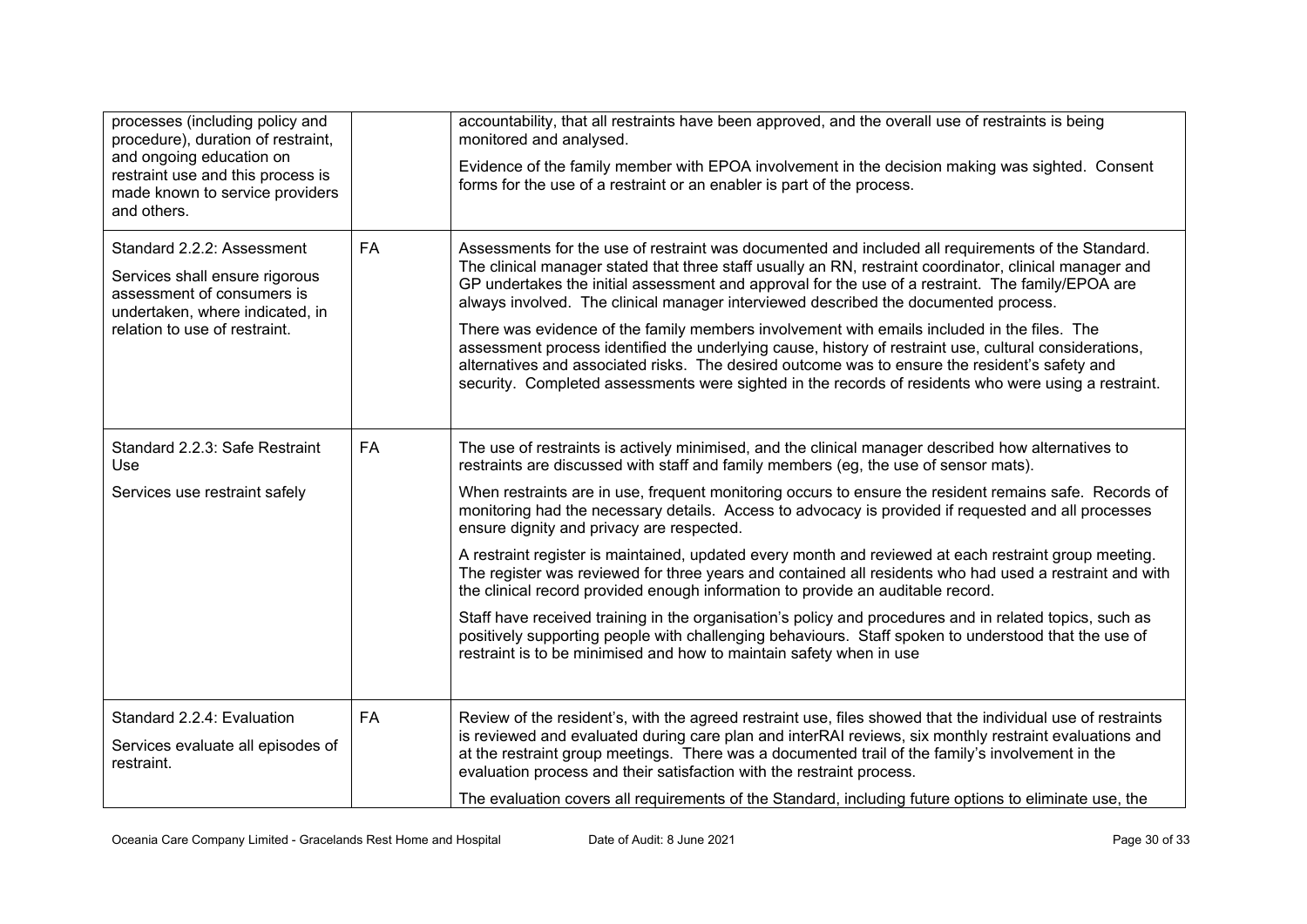| | | |
|---|---|---|
| processes (including policy and procedure), duration of restraint, and ongoing education on restraint use and this process is made known to service providers and others. | | accountability, that all restraints have been approved, and the overall use of restraints is being monitored and analysed.<br><br>Evidence of the family member with EPOA involvement in the decision making was sighted. Consent forms for the use of a restraint or an enabler is part of the process. |
| Standard 2.2.2: Assessment<br><br>Services shall ensure rigorous assessment of consumers is undertaken, where indicated, in relation to use of restraint. | FA | Assessments for the use of restraint was documented and included all requirements of the Standard. The clinical manager stated that three staff usually an RN, restraint coordinator, clinical manager and GP undertakes the initial assessment and approval for the use of a restraint. The family/EPOA are always involved. The clinical manager interviewed described the documented process.<br><br>There was evidence of the family members involvement with emails included in the files. The assessment process identified the underlying cause, history of restraint use, cultural considerations, alternatives and associated risks. The desired outcome was to ensure the resident's safety and security. Completed assessments were sighted in the records of residents who were using a restraint. |
| Standard 2.2.3: Safe Restraint Use<br><br>Services use restraint safely | FA | The use of restraints is actively minimised, and the clinical manager described how alternatives to restraints are discussed with staff and family members (eg, the use of sensor mats).<br><br>When restraints are in use, frequent monitoring occurs to ensure the resident remains safe. Records of monitoring had the necessary details. Access to advocacy is provided if requested and all processes ensure dignity and privacy are respected.<br><br>A restraint register is maintained, updated every month and reviewed at each restraint group meeting. The register was reviewed for three years and contained all residents who had used a restraint and with the clinical record provided enough information to provide an auditable record.<br><br>Staff have received training in the organisation's policy and procedures and in related topics, such as positively supporting people with challenging behaviours. Staff spoken to understood that the use of restraint is to be minimised and how to maintain safety when in use |
| Standard 2.2.4: Evaluation<br><br>Services evaluate all episodes of restraint. | FA | Review of the resident's, with the agreed restraint use, files showed that the individual use of restraints is reviewed and evaluated during care plan and interRAI reviews, six monthly restraint evaluations and at the restraint group meetings. There was a documented trail of the family's involvement in the evaluation process and their satisfaction with the restraint process.<br><br>The evaluation covers all requirements of the Standard, including future options to eliminate use, the |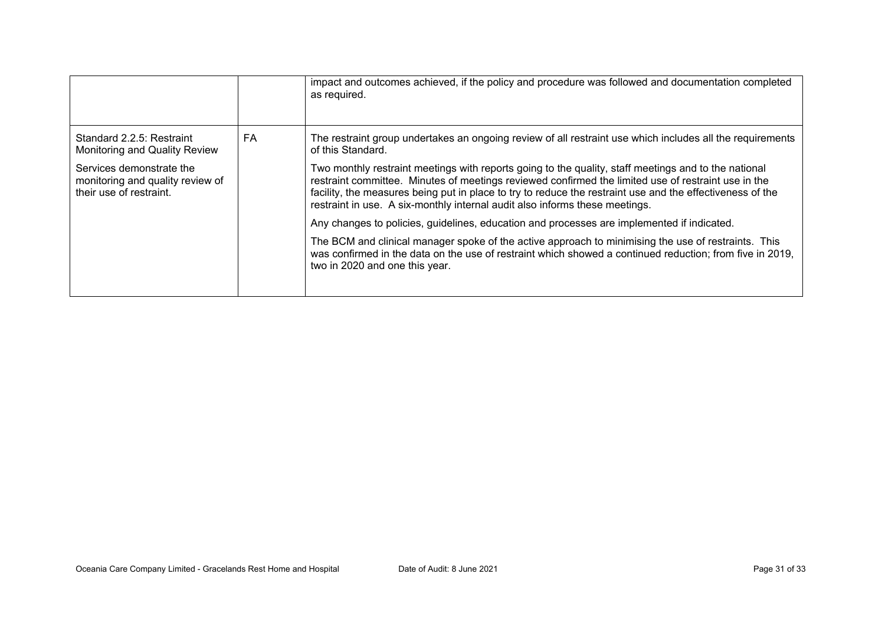| | | |
|---|---|---|
| | | impact and outcomes achieved, if the policy and procedure was followed and documentation completed as required. |
| Standard 2.2.5: Restraint Monitoring and Quality Review<br><br>Services demonstrate the monitoring and quality review of their use of restraint. | FA | The restraint group undertakes an ongoing review of all restraint use which includes all the requirements of this Standard.<br><br>Two monthly restraint meetings with reports going to the quality, staff meetings and to the national restraint committee. Minutes of meetings reviewed confirmed the limited use of restraint use in the facility, the measures being put in place to try to reduce the restraint use and the effectiveness of the restraint in use. A six-monthly internal audit also informs these meetings.<br><br>Any changes to policies, guidelines, education and processes are implemented if indicated.<br><br>The BCM and clinical manager spoke of the active approach to minimising the use of restraints. This was confirmed in the data on the use of restraint which showed a continued reduction; from five in 2019, two in 2020 and one this year. |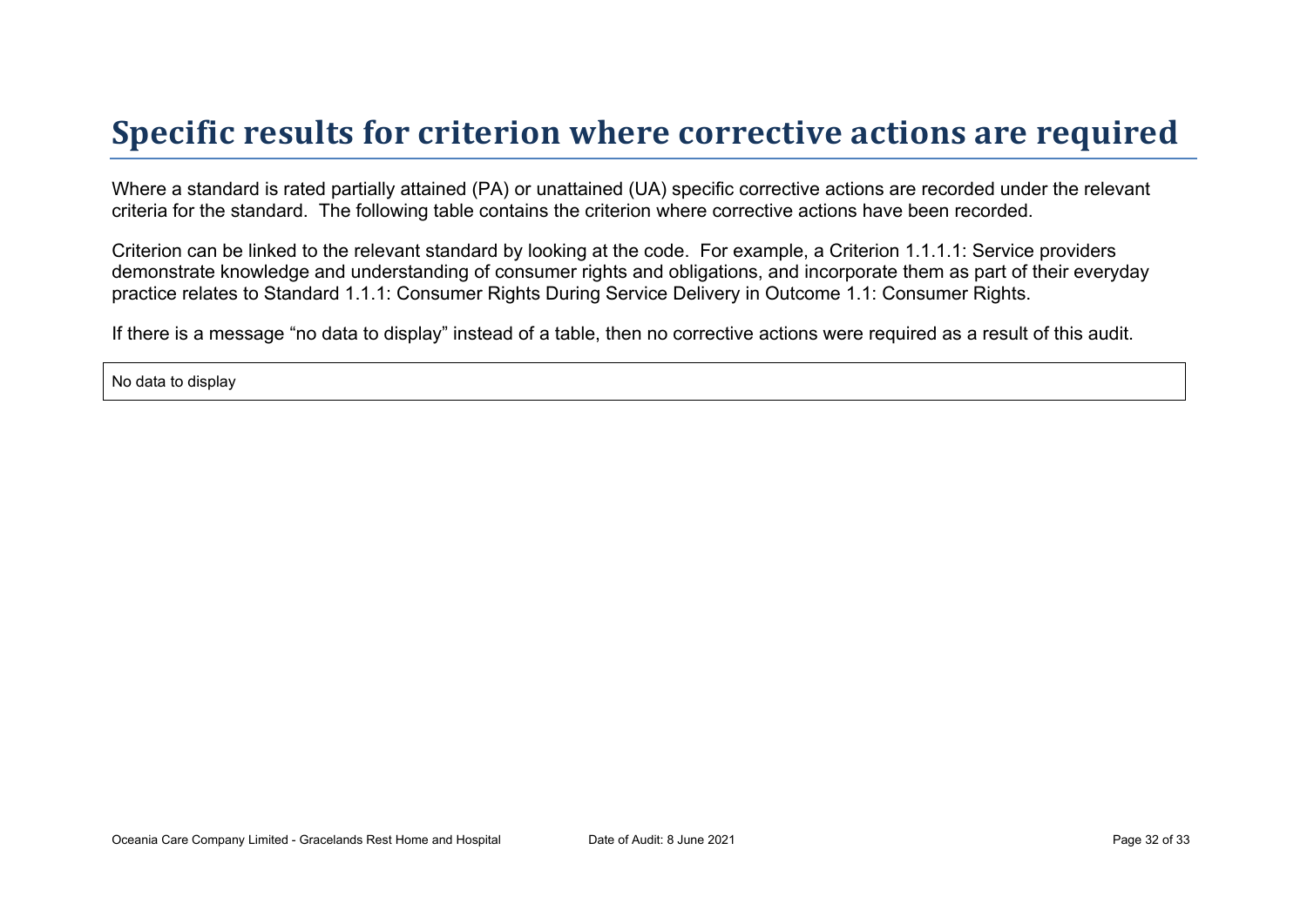# Specific results for criterion where corrective actions are required

Where a standard is rated partially attained (PA) or unattained (UA) specific corrective actions are recorded under the relevant criteria for the standard. The following table contains the criterion where corrective actions have been recorded.

Criterion can be linked to the relevant standard by looking at the code. For example, a Criterion 1.1.1.1: Service providers demonstrate knowledge and understanding of consumer rights and obligations, and incorporate them as part of their everyday practice relates to Standard 1.1.1: Consumer Rights During Service Delivery in Outcome 1.1: Consumer Rights.

If there is a message "no data to display" instead of a table, then no corrective actions were required as a result of this audit.

| No data to display |
|---|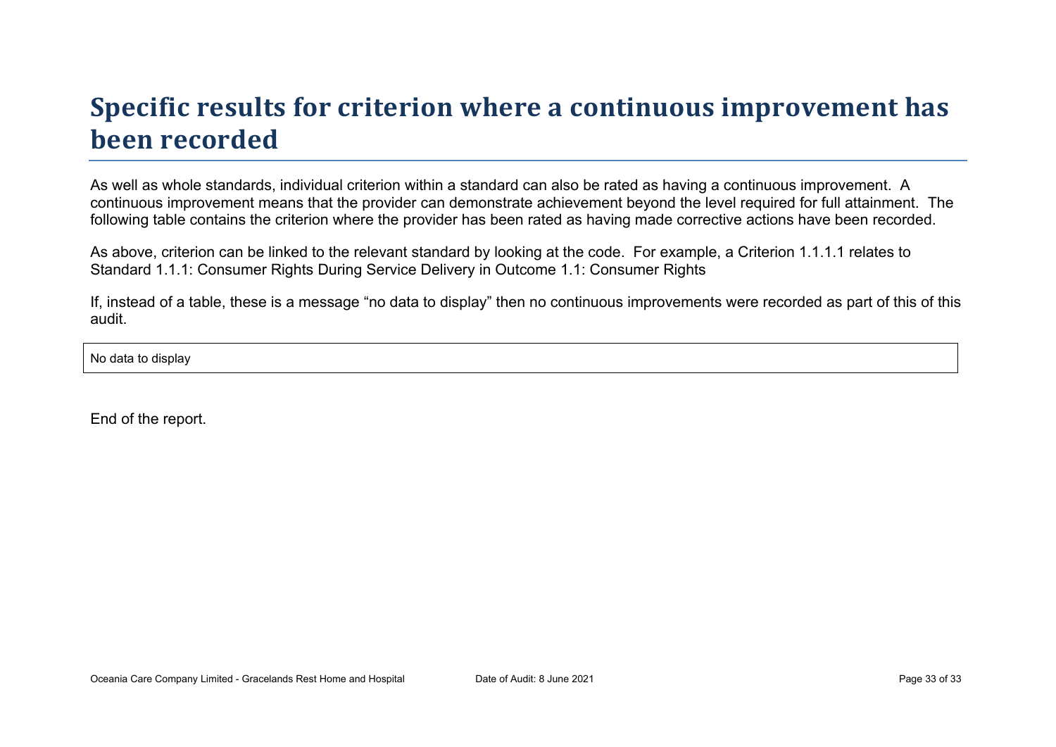# Specific results for criterion where a continuous improvement has been recorded

As well as whole standards, individual criterion within a standard can also be rated as having a continuous improvement. A continuous improvement means that the provider can demonstrate achievement beyond the level required for full attainment. The following table contains the criterion where the provider has been rated as having made corrective actions have been recorded.

As above, criterion can be linked to the relevant standard by looking at the code. For example, a Criterion 1.1.1.1 relates to Standard 1.1.1: Consumer Rights During Service Delivery in Outcome 1.1: Consumer Rights

If, instead of a table, these is a message “no data to display” then no continuous improvements were recorded as part of this of this audit.

No data to display

End of the report.